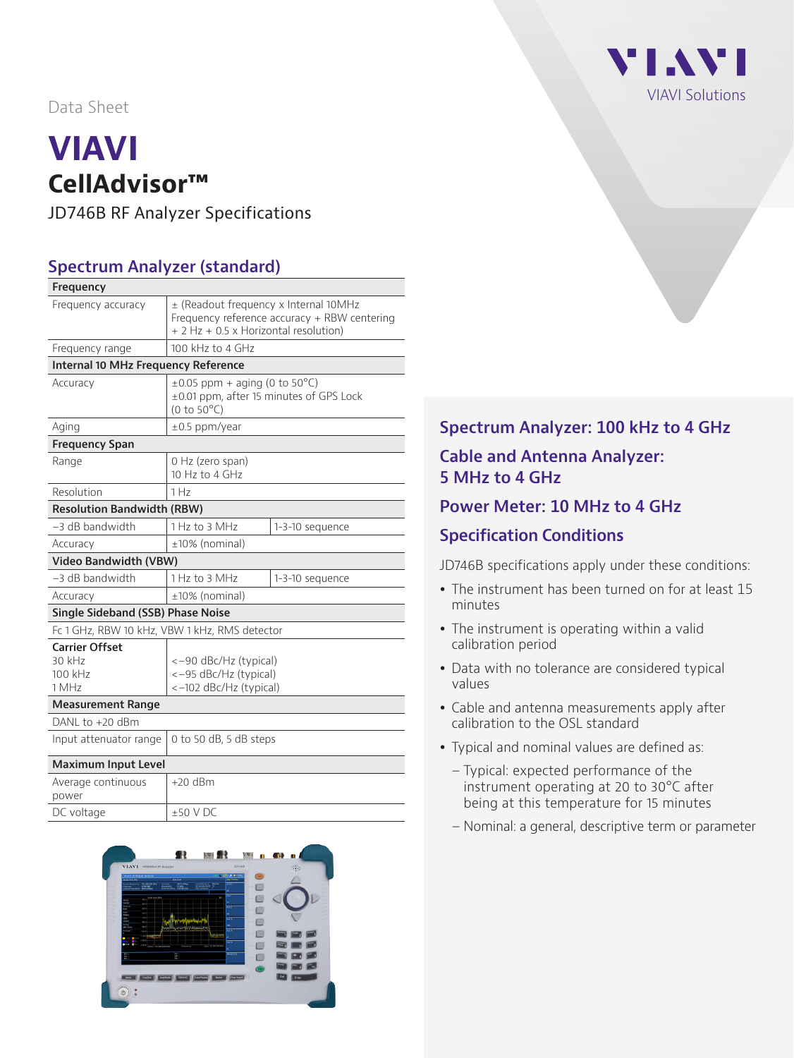Data Sheet

# VIAVI

## CellAdvisor™

JD746B RF Analyzer Specifications

## Spectrum Analyzer (standard)

| Frequency | | |
|---|---|---|
| Frequency accuracy | ± (Readout frequency x Internal 10MHz Frequency reference accuracy + RBW centering + 2 Hz + 0.5 x Horizontal resolution) | |
| Frequency range | 100 kHz to 4 GHz | |
| **Internal 10 MHz Frequency Reference** | | |
| Accuracy | ±0.05 ppm + aging (0 to 50°C)<br>±0.01 ppm, after 15 minutes of GPS Lock (0 to 50°C) | |
| Aging | ±0.5 ppm/year | |
| **Frequency Span** | | |
| Range | 0 Hz (zero span)<br>10 Hz to 4 GHz | |
| Resolution | 1 Hz | |
| **Resolution Bandwidth (RBW)** | | |
| −3 dB bandwidth | 1 Hz to 3 MHz | 1-3-10 sequence |
| Accuracy | ±10% (nominal) | |
| **Video Bandwidth (VBW)** | | |
| −3 dB bandwidth | 1 Hz to 3 MHz | 1-3-10 sequence |
| Accuracy | ±10% (nominal) | |
| **Single Sideband (SSB) Phase Noise** | | |
| Fc 1 GHz, RBW 10 kHz, VBW 1 kHz, RMS detector | | |
| **Carrier Offset**<br>30 kHz<br>100 kHz<br>1 MHz | <−90 dBc/Hz (typical)<br><−95 dBc/Hz (typical)<br><−102 dBc/Hz (typical) | |
| **Measurement Range** | | |
| DANL to +20 dBm | | |
| Input attenuator range | 0 to 50 dB, 5 dB steps | |
| **Maximum Input Level** | | |
| Average continuous power | +20 dBm | |
| DC voltage | ±50 V DC | |

## Spectrum Analyzer: 100 kHz to 4 GHz

## Cable and Antenna Analyzer: 5 MHz to 4 GHz

## Power Meter: 10 MHz to 4 GHz

## Specification Conditions

JD746B specifications apply under these conditions:

- The instrument has been turned on for at least 15 minutes
- The instrument is operating within a valid calibration period
- Data with no tolerance are considered typical values
- Cable and antenna measurements apply after calibration to the OSL standard
- Typical and nominal values are defined as:
  - Typical: expected performance of the instrument operating at 20 to 30°C after being at this temperature for 15 minutes
  - Nominal: a general, descriptive term or parameter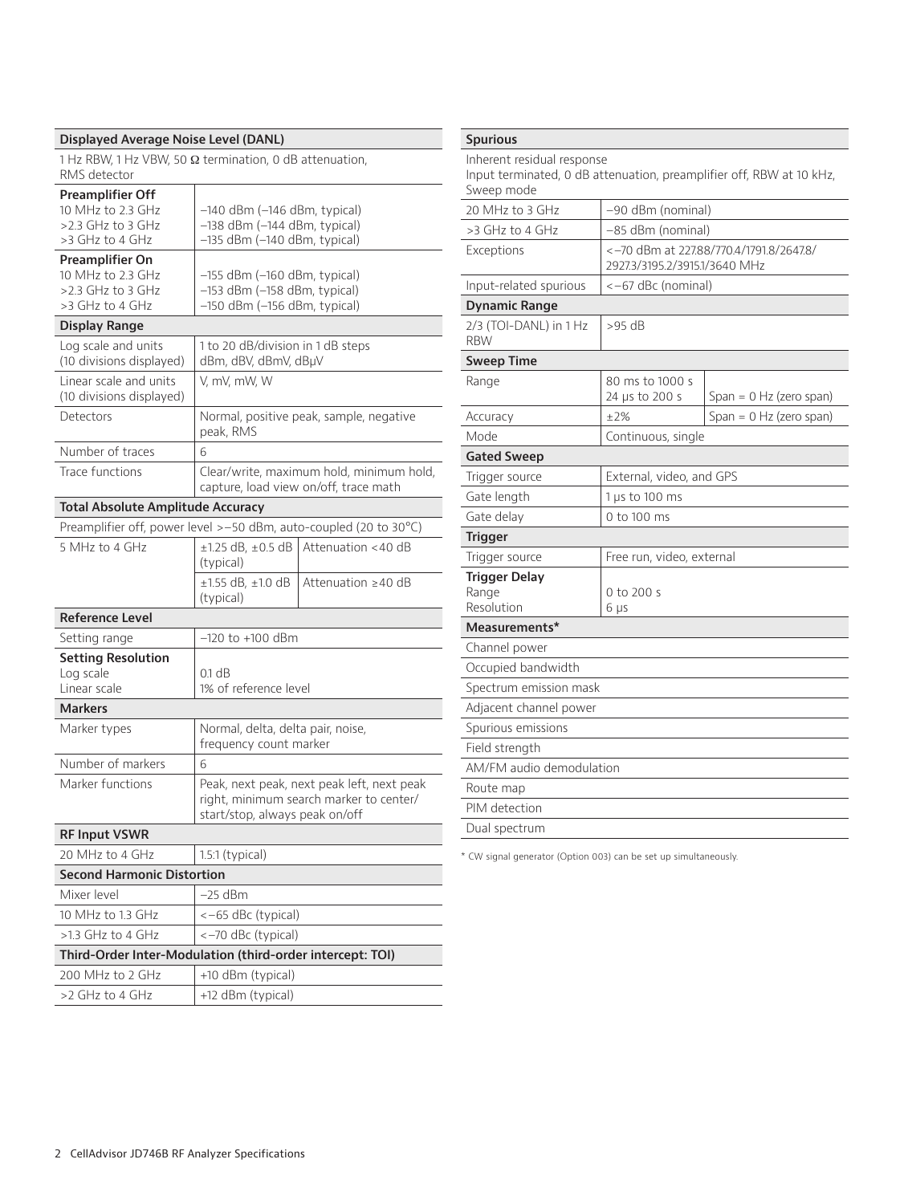## Displayed Average Noise Level (DANL)

1 Hz RBW, 1 Hz VBW, 50 Ω termination, 0 dB attenuation, RMS detector

| | |
|---|---|
| **Preamplifier Off** | |
| 10 MHz to 2.3 GHz | –140 dBm (–146 dBm, typical) |
| >2.3 GHz to 3 GHz | –138 dBm (–144 dBm, typical) |
| >3 GHz to 4 GHz | –135 dBm (–140 dBm, typical) |
| **Preamplifier On** | |
| 10 MHz to 2.3 GHz | –155 dBm (–160 dBm, typical) |
| >2.3 GHz to 3 GHz | –153 dBm (–158 dBm, typical) |
| >3 GHz to 4 GHz | –150 dBm (–156 dBm, typical) |

## Display Range

| | |
|---|---|
| Log scale and units (10 divisions displayed) | 1 to 20 dB/division in 1 dB steps dBm, dBV, dBmV, dBμV |
| Linear scale and units (10 divisions displayed) | V, mV, mW, W |
| Detectors | Normal, positive peak, sample, negative peak, RMS |
| Number of traces | 6 |
| Trace functions | Clear/write, maximum hold, minimum hold, capture, load view on/off, trace math |

## Total Absolute Amplitude Accuracy

Preamplifier off, power level >–50 dBm, auto-coupled (20 to 30°C)

| | | |
|---|---|---|
| 5 MHz to 4 GHz | ±1.25 dB, ±0.5 dB (typical) | Attenuation <40 dB |
| | ±1.55 dB, ±1.0 dB (typical) | Attenuation ≥40 dB |

## Reference Level

| | |
|---|---|
| Setting range | –120 to +100 dBm |
| **Setting Resolution** | |
| Log scale | 0.1 dB |
| Linear scale | 1% of reference level |

## Markers

| | |
|---|---|
| Marker types | Normal, delta, delta pair, noise, frequency count marker |
| Number of markers | 6 |
| Marker functions | Peak, next peak, next peak left, next peak right, minimum search marker to center/start/stop, always peak on/off |

## RF Input VSWR

| | |
|---|---|
| 20 MHz to 4 GHz | 1.5:1 (typical) |

## Second Harmonic Distortion

| | |
|---|---|
| Mixer level | –25 dBm |
| 10 MHz to 1.3 GHz | <–65 dBc (typical) |
| >1.3 GHz to 4 GHz | <–70 dBc (typical) |

## Third-Order Inter-Modulation (third-order intercept: TOI)

| | |
|---|---|
| 200 MHz to 2 GHz | +10 dBm (typical) |
| >2 GHz to 4 GHz | +12 dBm (typical) |

## Spurious

Inherent residual response
Input terminated, 0 dB attenuation, preamplifier off, RBW at 10 kHz, Sweep mode

| | |
|---|---|
| 20 MHz to 3 GHz | –90 dBm (nominal) |
| >3 GHz to 4 GHz | –85 dBm (nominal) |
| Exceptions | <–70 dBm at 227.88/770.4/1791.8/2647.8/2927.3/3195.2/3915.1/3640 MHz |
| Input-related spurious | <–67 dBc (nominal) |

## Dynamic Range

| | |
|---|---|
| 2/3 (TOI-DANL) in 1 Hz RBW | >95 dB |

## Sweep Time

| | | |
|---|---|---|
| Range | 80 ms to 1000 s | |
| | 24 μs to 200 s | Span = 0 Hz (zero span) |
| Accuracy | ±2% | Span = 0 Hz (zero span) |
| Mode | Continuous, single | |

## Gated Sweep

| | |
|---|---|
| Trigger source | External, video, and GPS |
| Gate length | 1 μs to 100 ms |
| Gate delay | 0 to 100 ms |

## Trigger

| | |
|---|---|
| Trigger source | Free run, video, external |
| **Trigger Delay** | |
| Range | 0 to 200 s |
| Resolution | 6 μs |

## Measurements*

- Channel power
- Occupied bandwidth
- Spectrum emission mask
- Adjacent channel power
- Spurious emissions
- Field strength
- AM/FM audio demodulation
- Route map
- PIM detection
- Dual spectrum

\* CW signal generator (Option 003) can be set up simultaneously.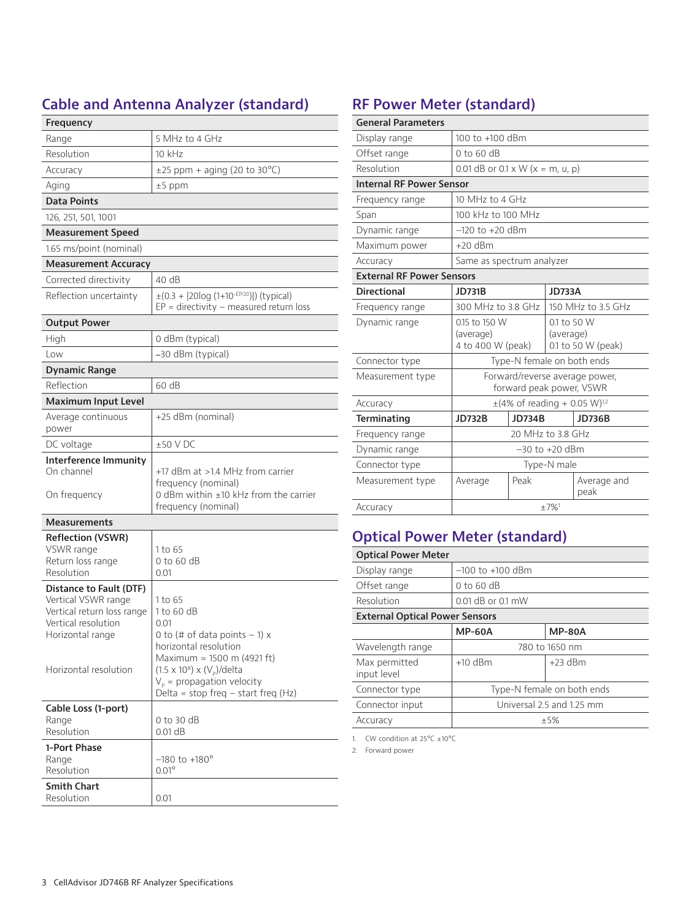## Cable and Antenna Analyzer (standard)

| Frequency | |
|---|---|
| Range | 5 MHz to 4 GHz |
| Resolution | 10 kHz |
| Accuracy | ±25 ppm + aging (20 to 30°C) |
| Aging | ±5 ppm |
| **Data Points** | |
| 126, 251, 501, 1001 | |
| **Measurement Speed** | |
| 1.65 ms/point (nominal) | |
| **Measurement Accuracy** | |
| Corrected directivity | 40 dB |
| Reflection uncertainty | $\pm(0.3 + \lvert 20\log(1+10^{-EP/20}) \rvert)$ (typical)<br>EP = directivity – measured return loss |
| **Output Power** | |
| High | 0 dBm (typical) |
| Low | –30 dBm (typical) |
| **Dynamic Range** | |
| Reflection | 60 dB |
| **Maximum Input Level** | |
| Average continuous power | +25 dBm (nominal) |
| DC voltage | ±50 V DC |
| **Interference Immunity**<br>On channel<br>On frequency | +17 dBm at >1.4 MHz from carrier frequency (nominal)<br>0 dBm within ±10 kHz from the carrier frequency (nominal) |
| **Measurements** | |
| **Reflection (VSWR)**<br>VSWR range<br>Return loss range<br>Resolution | <br>1 to 65<br>0 to 60 dB<br>0.01 |
| **Distance to Fault (DTF)**<br>Vertical VSWR range<br>Vertical return loss range<br>Vertical resolution<br>Horizontal range<br>Horizontal resolution | <br>1 to 65<br>1 to 60 dB<br>0.01<br>0 to (# of data points – 1) x horizontal resolution<br>Maximum = 1500 m (4921 ft)<br>$(1.5 \times 10^8) \times (V_p)$/delta<br>$V_p$ = propagation velocity<br>Delta = stop freq – start freq (Hz) |
| **Cable Loss (1-port)**<br>Range<br>Resolution | <br>0 to 30 dB<br>0.01 dB |
| **1-Port Phase**<br>Range<br>Resolution | <br>–180 to +180°<br>0.01° |
| **Smith Chart**<br>Resolution | <br>0.01 |

## RF Power Meter (standard)

| General Parameters | | | | |
|---|---|---|---|---|
| Display range | 100 to +100 dBm | | | |
| Offset range | 0 to 60 dB | | | |
| Resolution | 0.01 dB or 0.1 x W (x = m, u, p) | | | |
| **Internal RF Power Sensor** | | | | |
| Frequency range | 10 MHz to 4 GHz | | | |
| Span | 100 kHz to 100 MHz | | | |
| Dynamic range | –120 to +20 dBm | | | |
| Maximum power | +20 dBm | | | |
| Accuracy | Same as spectrum analyzer | | | |
| **External RF Power Sensors** | | | | |
| **Directional** | **JD731B** | | **JD733A** | |
| Frequency range | 300 MHz to 3.8 GHz | | 150 MHz to 3.5 GHz | |
| Dynamic range | 0.15 to 150 W (average)<br>4 to 400 W (peak) | | 0.1 to 50 W (average)<br>0.1 to 50 W (peak) | |
| Connector type | Type-N female on both ends | | | |
| Measurement type | Forward/reverse average power, forward peak power, VSWR | | | |
| Accuracy | ±(4% of reading + 0.05 W)[1,2] | | | |
| **Terminating** | **JD732B** | **JD734B** | | **JD736B** |
| Frequency range | 20 MHz to 3.8 GHz | | | |
| Dynamic range | –30 to +20 dBm | | | |
| Connector type | Type-N male | | | |
| Measurement type | Average | Peak | | Average and peak |
| Accuracy | ±7%[1] | | | |

## Optical Power Meter (standard)

| Optical Power Meter | | |
|---|---|---|
| Display range | –100 to +100 dBm | |
| Offset range | 0 to 60 dB | |
| Resolution | 0.01 dB or 0.1 mW | |
| **External Optical Power Sensors** | | |
| | **MP-60A** | **MP-80A** |
| Wavelength range | 780 to 1650 nm | |
| Max permitted input level | +10 dBm | +23 dBm |
| Connector type | Type-N female on both ends | |
| Connector input | Universal 2.5 and 1.25 mm | |
| Accuracy | ±5% | |

1. CW condition at 25°C ±10°C
2. Forward power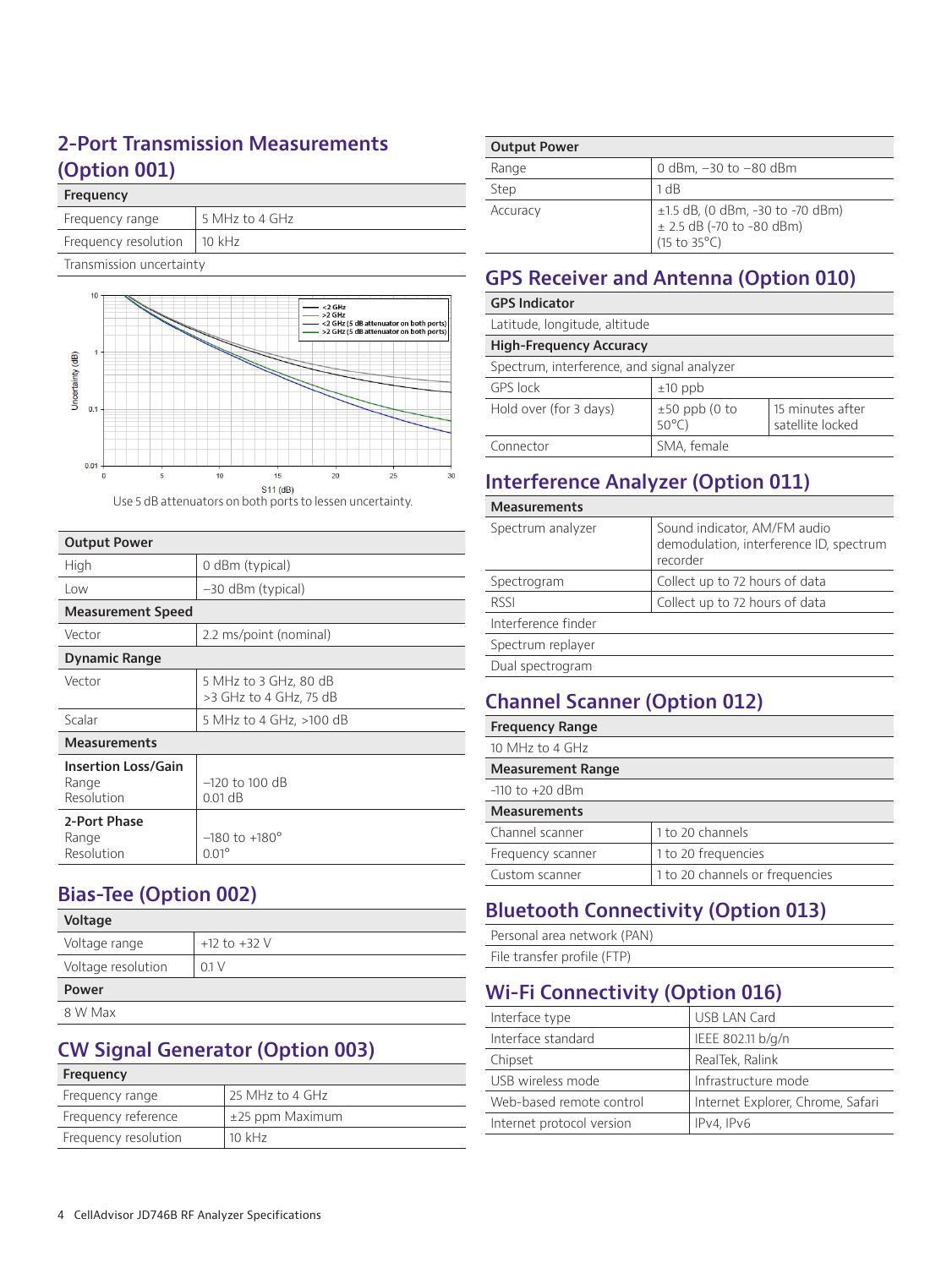## 2-Port Transmission Measurements (Option 001)

| Frequency | |
|---|---|
| Frequency range | 5 MHz to 4 GHz |
| Frequency resolution | 10 kHz |
| Transmission uncertainty | |

Use 5 dB attenuators on both ports to lessen uncertainty.

| Output Power | |
|---|---|
| High | 0 dBm (typical) |
| Low | −30 dBm (typical) |
| **Measurement Speed** | |
| Vector | 2.2 ms/point (nominal) |
| **Dynamic Range** | |
| Vector | 5 MHz to 3 GHz, 80 dB<br>>3 GHz to 4 GHz, 75 dB |
| Scalar | 5 MHz to 4 GHz, >100 dB |
| **Measurements** | |
| **Insertion Loss/Gain**<br>Range<br>Resolution | <br>−120 to 100 dB<br>0.01 dB |
| **2-Port Phase**<br>Range<br>Resolution | <br>−180 to +180°<br>0.01° |

## Bias-Tee (Option 002)

| Voltage | |
|---|---|
| Voltage range | +12 to +32 V |
| Voltage resolution | 0.1 V |
| **Power** | |
| 8 W Max | |

## CW Signal Generator (Option 003)

| Frequency | |
|---|---|
| Frequency range | 25 MHz to 4 GHz |
| Frequency reference | ±25 ppm Maximum |
| Frequency resolution | 10 kHz |

| Output Power | |
|---|---|
| Range | 0 dBm, −30 to −80 dBm |
| Step | 1 dB |
| Accuracy | ±1.5 dB, (0 dBm, -30 to -70 dBm)<br>± 2.5 dB (-70 to -80 dBm)<br>(15 to 35°C) |

## GPS Receiver and Antenna (Option 010)

| GPS Indicator | | |
|---|---|---|
| Latitude, longitude, altitude | | |
| **High-Frequency Accuracy** | | |
| Spectrum, interference, and signal analyzer | | |
| GPS lock | ±10 ppb | |
| Hold over (for 3 days) | ±50 ppb (0 to 50°C) | 15 minutes after satellite locked |
| Connector | SMA, female | |

## Interference Analyzer (Option 011)

| Measurements | |
|---|---|
| Spectrum analyzer | Sound indicator, AM/FM audio demodulation, interference ID, spectrum recorder |
| Spectrogram | Collect up to 72 hours of data |
| RSSI | Collect up to 72 hours of data |
| Interference finder | |
| Spectrum replayer | |
| Dual spectrogram | |

## Channel Scanner (Option 012)

| Frequency Range | |
|---|---|
| 10 MHz to 4 GHz | |
| **Measurement Range** | |
| -110 to +20 dBm | |
| **Measurements** | |
| Channel scanner | 1 to 20 channels |
| Frequency scanner | 1 to 20 frequencies |
| Custom scanner | 1 to 20 channels or frequencies |

## Bluetooth Connectivity (Option 013)

- Personal area network (PAN)
- File transfer profile (FTP)

## Wi-Fi Connectivity (Option 016)

| Interface type | USB LAN Card |
|---|---|
| Interface standard | IEEE 802.11 b/g/n |
| Chipset | RealTek, Ralink |
| USB wireless mode | Infrastructure mode |
| Web-based remote control | Internet Explorer, Chrome, Safari |
| Internet protocol version | IPv4, IPv6 |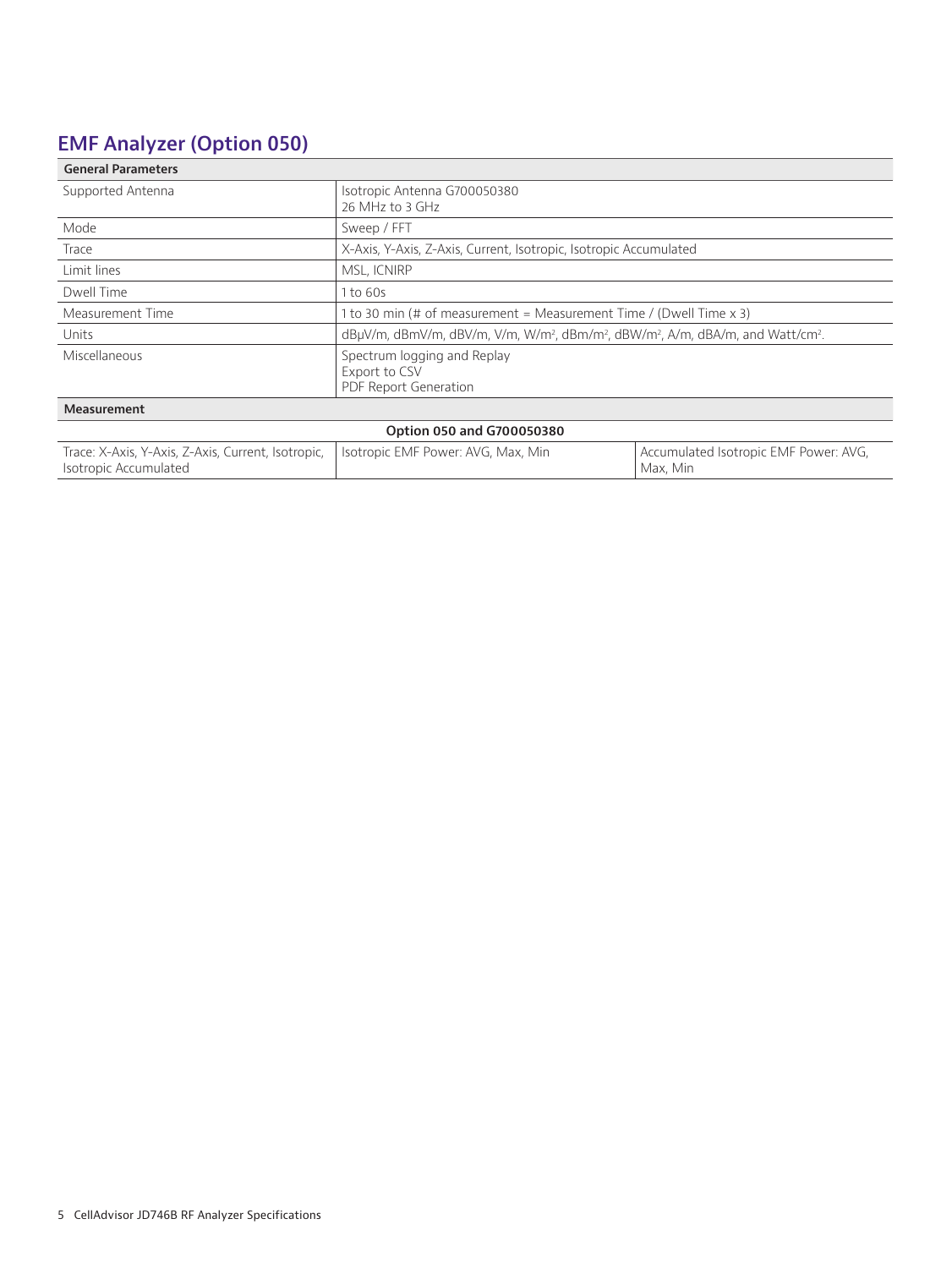## EMF Analyzer (Option 050)

| General Parameters | |
|---|---|
| Supported Antenna | Isotropic Antenna G700050380<br>26 MHz to 3 GHz |
| Mode | Sweep / FFT |
| Trace | X-Axis, Y-Axis, Z-Axis, Current, Isotropic, Isotropic Accumulated |
| Limit lines | MSL, ICNIRP |
| Dwell Time | 1 to 60s |
| Measurement Time | 1 to 30 min (# of measurement = Measurement Time / (Dwell Time x 3) |
| Units | dBµV/m, dBmV/m, dBV/m, V/m, W/m², dBm/m², dBW/m², A/m, dBA/m, and Watt/cm². |
| Miscellaneous | Spectrum logging and Replay<br>Export to CSV<br>PDF Report Generation |

| Measurement | | |
|---|---|---|
| | **Option 050 and G700050380** | |
| Trace: X-Axis, Y-Axis, Z-Axis, Current, Isotropic, Isotropic Accumulated | Isotropic EMF Power: AVG, Max, Min | Accumulated Isotropic EMF Power: AVG, Max, Min |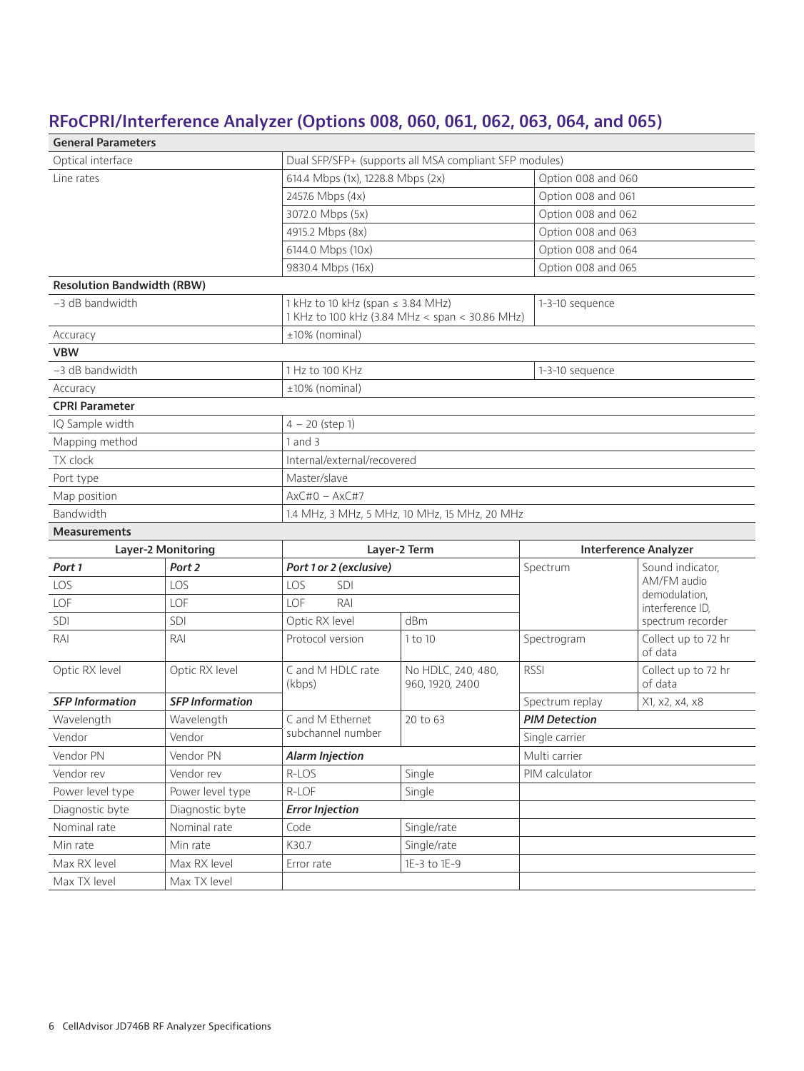## RFoCPRI/Interference Analyzer (Options 008, 060, 061, 062, 063, 064, and 065)

| **General Parameters** | | |
|---|---|---|
| Optical interface | Dual SFP/SFP+ (supports all MSA compliant SFP modules) | |
| Line rates | 614.4 Mbps (1x), 1228.8 Mbps (2x) | Option 008 and 060 |
| | 2457.6 Mbps (4x) | Option 008 and 061 |
| | 3072.0 Mbps (5x) | Option 008 and 062 |
| | 4915.2 Mbps (8x) | Option 008 and 063 |
| | 6144.0 Mbps (10x) | Option 008 and 064 |
| | 9830.4 Mbps (16x) | Option 008 and 065 |
| **Resolution Bandwidth (RBW)** | | |
| –3 dB bandwidth | 1 kHz to 10 kHz (span ≤ 3.84 MHz)<br>1 KHz to 100 kHz (3.84 MHz < span < 30.86 MHz) | 1-3-10 sequence |
| Accuracy | ±10% (nominal) | |
| **VBW** | | |
| –3 dB bandwidth | 1 Hz to 100 KHz | 1-3-10 sequence |
| Accuracy | ±10% (nominal) | |
| **CPRI Parameter** | | |
| IQ Sample width | 4 – 20 (step 1) | |
| Mapping method | 1 and 3 | |
| TX clock | Internal/external/recovered | |
| Port type | Master/slave | |
| Map position | AxC#0 – AxC#7 | |
| Bandwidth | 1.4 MHz, 3 MHz, 5 MHz, 10 MHz, 15 MHz, 20 MHz | |

**Measurements**

| Layer-2 Monitoring | | Layer-2 Term | | Interference Analyzer | |
|---|---|---|---|---|---|
| ***Port 1*** | ***Port 2*** | ***Port 1 or 2 (exclusive)*** | | Spectrum | Sound indicator, AM/FM audio demodulation, interference ID, spectrum recorder |
| LOS | LOS | LOS SDI | | | |
| LOF | LOF | LOF RAI | | | |
| SDI | SDI | Optic RX level | dBm | | |
| RAI | RAI | Protocol version | 1 to 10 | Spectrogram | Collect up to 72 hr of data |
| Optic RX level | Optic RX level | C and M HDLC rate (kbps) | No HDLC, 240, 480, 960, 1920, 2400 | RSSI | Collect up to 72 hr of data |
| ***SFP Information*** | ***SFP Information*** | | | Spectrum replay | X1, x2, x4, x8 |
| Wavelength | Wavelength | C and M Ethernet subchannel number | 20 to 63 | ***PIM Detection*** | |
| Vendor | Vendor | | | Single carrier | |
| Vendor PN | Vendor PN | ***Alarm Injection*** | | Multi carrier | |
| Vendor rev | Vendor rev | R-LOS | Single | PIM calculator | |
| Power level type | Power level type | R-LOF | Single | | |
| Diagnostic byte | Diagnostic byte | ***Error Injection*** | | | |
| Nominal rate | Nominal rate | Code | Single/rate | | |
| Min rate | Min rate | K30.7 | Single/rate | | |
| Max RX level | Max RX level | Error rate | 1E-3 to 1E-9 | | |
| Max TX level | Max TX level | | | | |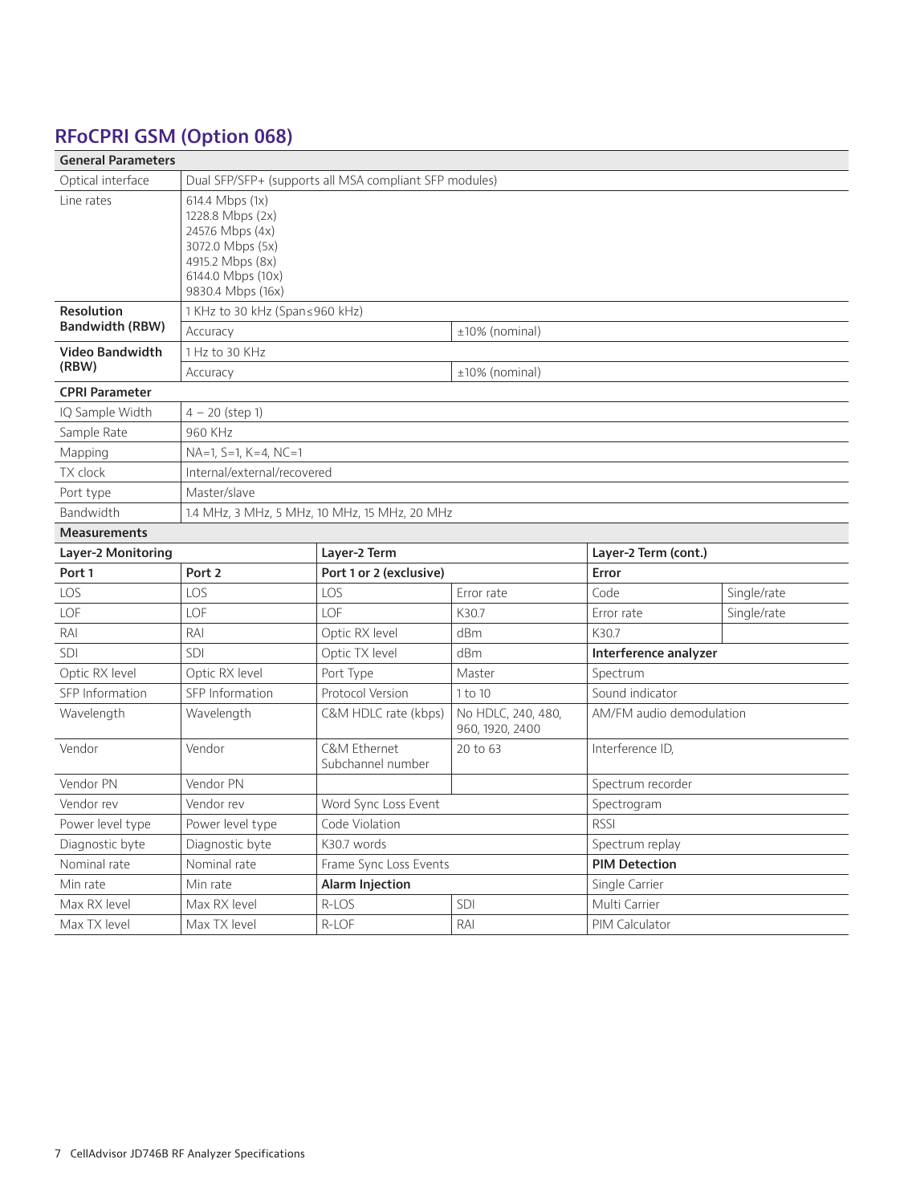## RFoCPRI GSM (Option 068)

| General Parameters | | | | | |
|---|---|---|---|---|---|
| Optical interface | Dual SFP/SFP+ (supports all MSA compliant SFP modules) | | | | |
| Line rates | 614.4 Mbps (1x)<br>1228.8 Mbps (2x)<br>2457.6 Mbps (4x)<br>3072.0 Mbps (5x)<br>4915.2 Mbps (8x)<br>6144.0 Mbps (10x)<br>9830.4 Mbps (16x) | | | | |
| **Resolution Bandwidth (RBW)** | 1 KHz to 30 kHz (Span≤960 kHz) | | | | |
| | Accuracy | | ±10% (nominal) | | |
| **Video Bandwidth (RBW)** | 1 Hz to 30 KHz | | | | |
| | Accuracy | | ±10% (nominal) | | |
| **CPRI Parameter** | | | | | |
| IQ Sample Width | 4 – 20 (step 1) | | | | |
| Sample Rate | 960 KHz | | | | |
| Mapping | NA=1, S=1, K=4, NC=1 | | | | |
| TX clock | Internal/external/recovered | | | | |
| Port type | Master/slave | | | | |
| Bandwidth | 1.4 MHz, 3 MHz, 5 MHz, 10 MHz, 15 MHz, 20 MHz | | | | |
| **Measurements** | | | | | |
| **Layer-2 Monitoring** | | **Layer-2 Term** | | **Layer-2 Term (cont.)** | |
| **Port 1** | **Port 2** | **Port 1 or 2 (exclusive)** | | **Error** | |
| LOS | LOS | LOS | Error rate | Code | Single/rate |
| LOF | LOF | LOF | K30.7 | Error rate | Single/rate |
| RAI | RAI | Optic RX level | dBm | K30.7 | |
| SDI | SDI | Optic TX level | dBm | **Interference analyzer** | |
| Optic RX level | Optic RX level | Port Type | Master | Spectrum | |
| SFP Information | SFP Information | Protocol Version | 1 to 10 | Sound indicator | |
| Wavelength | Wavelength | C&M HDLC rate (kbps) | No HDLC, 240, 480, 960, 1920, 2400 | AM/FM audio demodulation | |
| Vendor | Vendor | C&M Ethernet Subchannel number | 20 to 63 | Interference ID, | |
| Vendor PN | Vendor PN | | | Spectrum recorder | |
| Vendor rev | Vendor rev | Word Sync Loss Event | | Spectrogram | |
| Power level type | Power level type | Code Violation | | RSSI | |
| Diagnostic byte | Diagnostic byte | K30.7 words | | Spectrum replay | |
| Nominal rate | Nominal rate | Frame Sync Loss Events | | **PIM Detection** | |
| Min rate | Min rate | **Alarm Injection** | | Single Carrier | |
| Max RX level | Max RX level | R-LOS | SDI | Multi Carrier | |
| Max TX level | Max TX level | R-LOF | RAI | PIM Calculator | |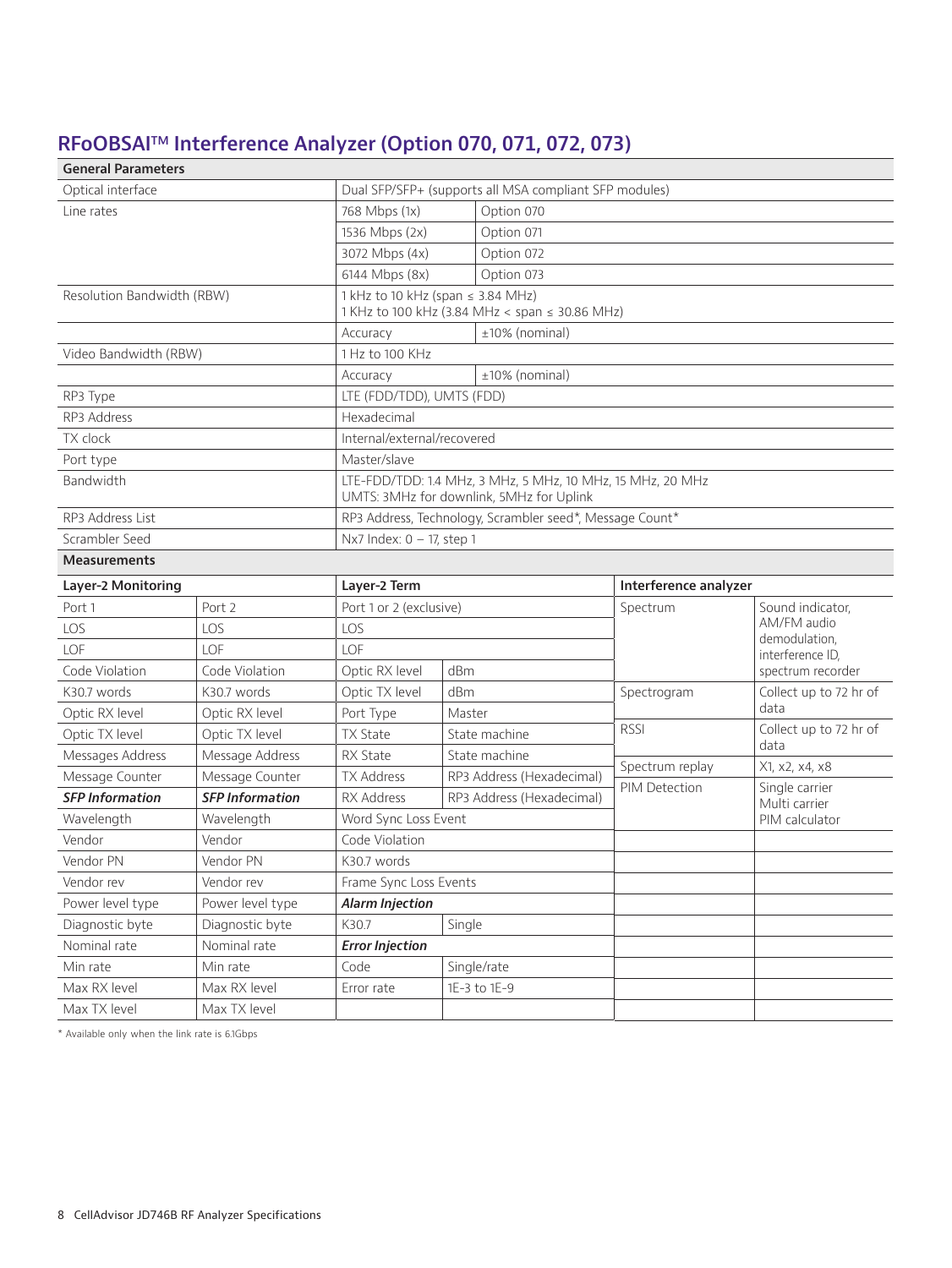## RFoOBSAI™ Interference Analyzer (Option 070, 071, 072, 073)

| General Parameters | | |
|---|---|---|
| Optical interface | Dual SFP/SFP+ (supports all MSA compliant SFP modules) | |
| Line rates | 768 Mbps (1x) | Option 070 |
| | 1536 Mbps (2x) | Option 071 |
| | 3072 Mbps (4x) | Option 072 |
| | 6144 Mbps (8x) | Option 073 |
| Resolution Bandwidth (RBW) | 1 kHz to 10 kHz (span ≤ 3.84 MHz)<br>1 KHz to 100 kHz (3.84 MHz < span ≤ 30.86 MHz) | |
| | Accuracy | ±10% (nominal) |
| Video Bandwidth (RBW) | 1 Hz to 100 KHz | |
| | Accuracy | ±10% (nominal) |
| RP3 Type | LTE (FDD/TDD), UMTS (FDD) | |
| RP3 Address | Hexadecimal | |
| TX clock | Internal/external/recovered | |
| Port type | Master/slave | |
| Bandwidth | LTE-FDD/TDD: 1.4 MHz, 3 MHz, 5 MHz, 10 MHz, 15 MHz, 20 MHz<br>UMTS: 3MHz for downlink, 5MHz for Uplink | |
| RP3 Address List | RP3 Address, Technology, Scrambler seed*, Message Count* | |
| Scrambler Seed | Nx7 Index: 0 – 17, step 1 | |

**Measurements**

| Layer-2 Monitoring | | Layer-2 Term | | Interference analyzer | |
|---|---|---|---|---|---|
| Port 1 | Port 2 | Port 1 or 2 (exclusive) | | Spectrum | Sound indicator, AM/FM audio demodulation, interference ID, spectrum recorder |
| LOS | LOS | LOS | | | |
| LOF | LOF | LOF | | | |
| Code Violation | Code Violation | Optic RX level | dBm | | |
| K30.7 words | K30.7 words | Optic TX level | dBm | Spectrogram | Collect up to 72 hr of data |
| Optic RX level | Optic RX level | Port Type | Master | | |
| Optic TX level | Optic TX level | TX State | State machine | RSSI | Collect up to 72 hr of data |
| Messages Address | Message Address | RX State | State machine | | |
| Message Counter | Message Counter | TX Address | RP3 Address (Hexadecimal) | Spectrum replay | X1, x2, x4, x8 |
| ***SFP Information*** | ***SFP Information*** | RX Address | RP3 Address (Hexadecimal) | PIM Detection | Single carrier<br>Multi carrier<br>PIM calculator |
| Wavelength | Wavelength | Word Sync Loss Event | | | |
| Vendor | Vendor | Code Violation | | | |
| Vendor PN | Vendor PN | K30.7 words | | | |
| Vendor rev | Vendor rev | Frame Sync Loss Events | | | |
| Power level type | Power level type | ***Alarm Injection*** | | | |
| Diagnostic byte | Diagnostic byte | K30.7 | Single | | |
| Nominal rate | Nominal rate | ***Error Injection*** | | | |
| Min rate | Min rate | Code | Single/rate | | |
| Max RX level | Max RX level | Error rate | 1E-3 to 1E-9 | | |
| Max TX level | Max TX level | | | | |

* Available only when the link rate is 6.1Gbps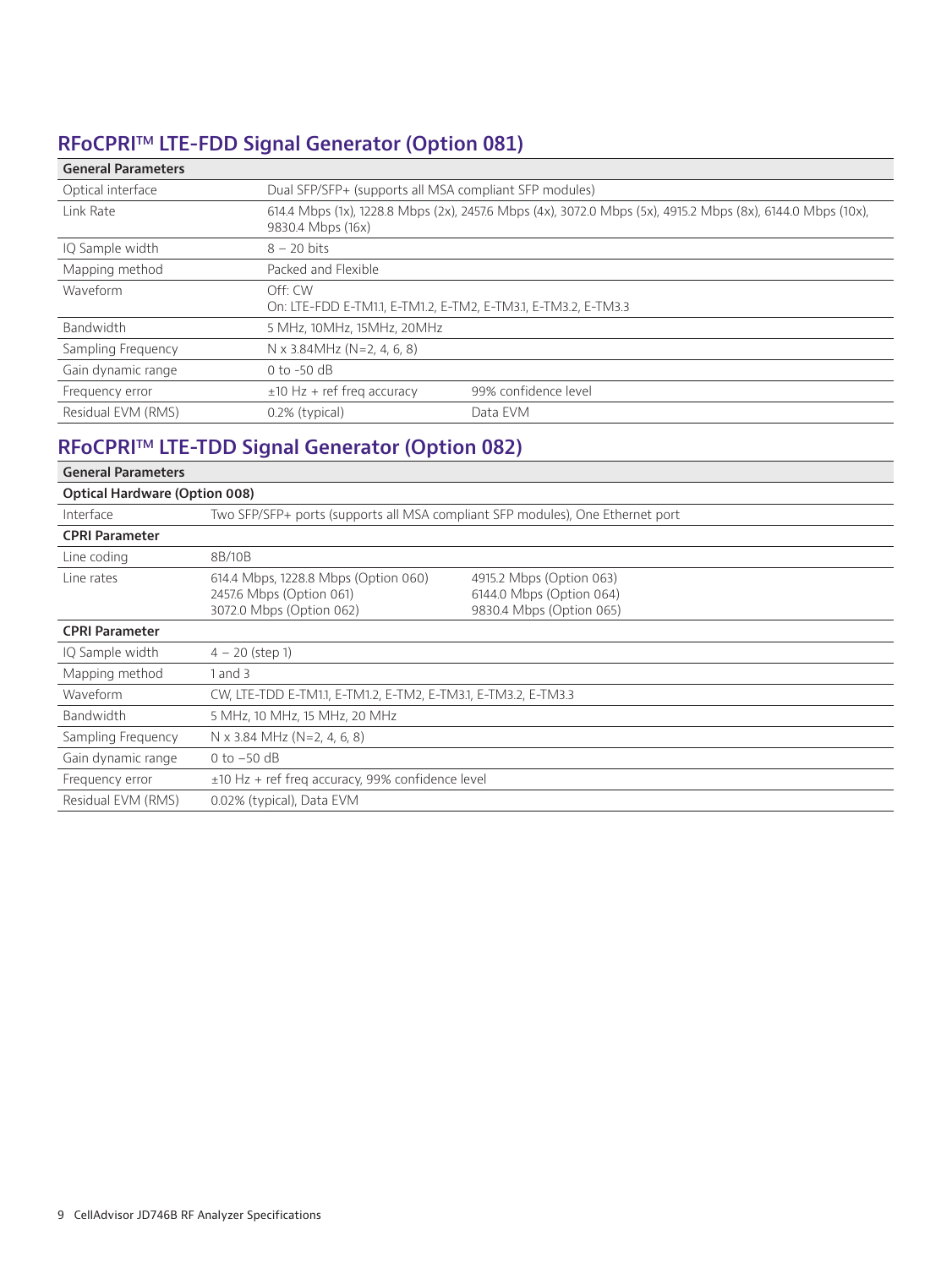## RFoCPRI™ LTE-FDD Signal Generator (Option 081)

| General Parameters | | |
|---|---|---|
| Optical interface | Dual SFP/SFP+ (supports all MSA compliant SFP modules) | |
| Link Rate | 614.4 Mbps (1x), 1228.8 Mbps (2x), 2457.6 Mbps (4x), 3072.0 Mbps (5x), 4915.2 Mbps (8x), 6144.0 Mbps (10x), 9830.4 Mbps (16x) | |
| IQ Sample width | 8 – 20 bits | |
| Mapping method | Packed and Flexible | |
| Waveform | Off: CW<br>On: LTE-FDD E-TM1.1, E-TM1.2, E-TM2, E-TM3.1, E-TM3.2, E-TM3.3 | |
| Bandwidth | 5 MHz, 10MHz, 15MHz, 20MHz | |
| Sampling Frequency | N x 3.84MHz (N=2, 4, 6, 8) | |
| Gain dynamic range | 0 to -50 dB | |
| Frequency error | ±10 Hz + ref freq accuracy | 99% confidence level |
| Residual EVM (RMS) | 0.2% (typical) | Data EVM |

## RFoCPRI™ LTE-TDD Signal Generator (Option 082)

| General Parameters | | |
|---|---|---|
| **Optical Hardware (Option 008)** | | |
| Interface | Two SFP/SFP+ ports (supports all MSA compliant SFP modules), One Ethernet port | |
| **CPRI Parameter** | | |
| Line coding | 8B/10B | |
| Line rates | 614.4 Mbps, 1228.8 Mbps (Option 060)<br>2457.6 Mbps (Option 061)<br>3072.0 Mbps (Option 062) | 4915.2 Mbps (Option 063)<br>6144.0 Mbps (Option 064)<br>9830.4 Mbps (Option 065) |
| **CPRI Parameter** | | |
| IQ Sample width | 4 – 20 (step 1) | |
| Mapping method | 1 and 3 | |
| Waveform | CW, LTE-TDD E-TM1.1, E-TM1.2, E-TM2, E-TM3.1, E-TM3.2, E-TM3.3 | |
| Bandwidth | 5 MHz, 10 MHz, 15 MHz, 20 MHz | |
| Sampling Frequency | N x 3.84 MHz (N=2, 4, 6, 8) | |
| Gain dynamic range | 0 to −50 dB | |
| Frequency error | ±10 Hz + ref freq accuracy, 99% confidence level | |
| Residual EVM (RMS) | 0.02% (typical), Data EVM | |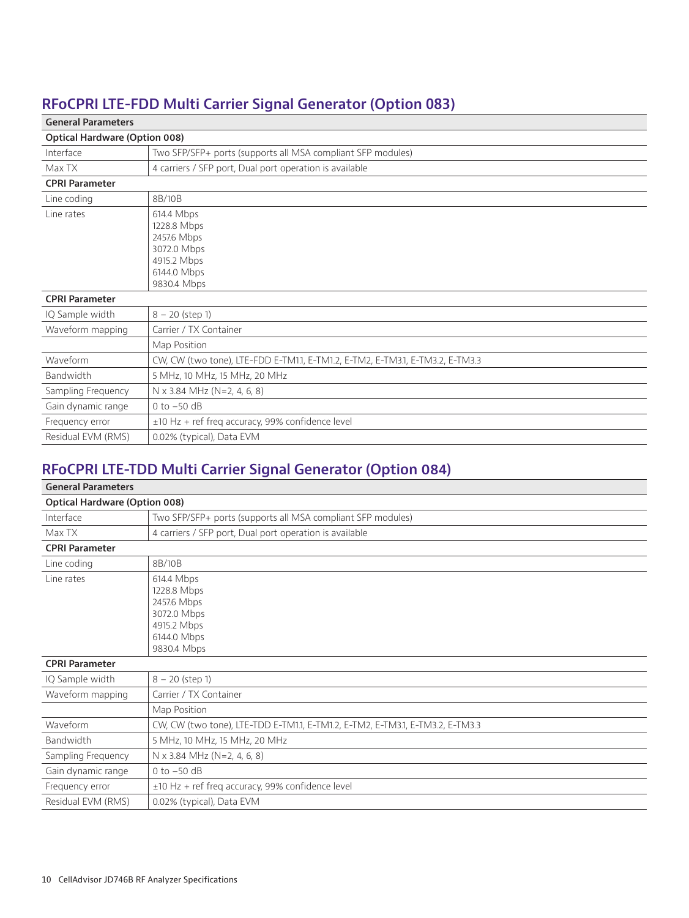## RFoCPRI LTE-FDD Multi Carrier Signal Generator (Option 083)

| General Parameters | |
|---|---|
| **Optical Hardware (Option 008)** | |
| Interface | Two SFP/SFP+ ports (supports all MSA compliant SFP modules) |
| Max TX | 4 carriers / SFP port, Dual port operation is available |
| **CPRI Parameter** | |
| Line coding | 8B/10B |
| Line rates | 614.4 Mbps<br>1228.8 Mbps<br>2457.6 Mbps<br>3072.0 Mbps<br>4915.2 Mbps<br>6144.0 Mbps<br>9830.4 Mbps |
| **CPRI Parameter** | |
| IQ Sample width | 8 – 20 (step 1) |
| Waveform mapping | Carrier / TX Container |
| | Map Position |
| Waveform | CW, CW (two tone), LTE-FDD E-TM1.1, E-TM1.2, E-TM2, E-TM3.1, E-TM3.2, E-TM3.3 |
| Bandwidth | 5 MHz, 10 MHz, 15 MHz, 20 MHz |
| Sampling Frequency | N x 3.84 MHz (N=2, 4, 6, 8) |
| Gain dynamic range | 0 to –50 dB |
| Frequency error | ±10 Hz + ref freq accuracy, 99% confidence level |
| Residual EVM (RMS) | 0.02% (typical), Data EVM |

## RFoCPRI LTE-TDD Multi Carrier Signal Generator (Option 084)

| General Parameters | |
|---|---|
| **Optical Hardware (Option 008)** | |
| Interface | Two SFP/SFP+ ports (supports all MSA compliant SFP modules) |
| Max TX | 4 carriers / SFP port, Dual port operation is available |
| **CPRI Parameter** | |
| Line coding | 8B/10B |
| Line rates | 614.4 Mbps<br>1228.8 Mbps<br>2457.6 Mbps<br>3072.0 Mbps<br>4915.2 Mbps<br>6144.0 Mbps<br>9830.4 Mbps |
| **CPRI Parameter** | |
| IQ Sample width | 8 – 20 (step 1) |
| Waveform mapping | Carrier / TX Container |
| | Map Position |
| Waveform | CW, CW (two tone), LTE-TDD E-TM1.1, E-TM1.2, E-TM2, E-TM3.1, E-TM3.2, E-TM3.3 |
| Bandwidth | 5 MHz, 10 MHz, 15 MHz, 20 MHz |
| Sampling Frequency | N x 3.84 MHz (N=2, 4, 6, 8) |
| Gain dynamic range | 0 to –50 dB |
| Frequency error | ±10 Hz + ref freq accuracy, 99% confidence level |
| Residual EVM (RMS) | 0.02% (typical), Data EVM |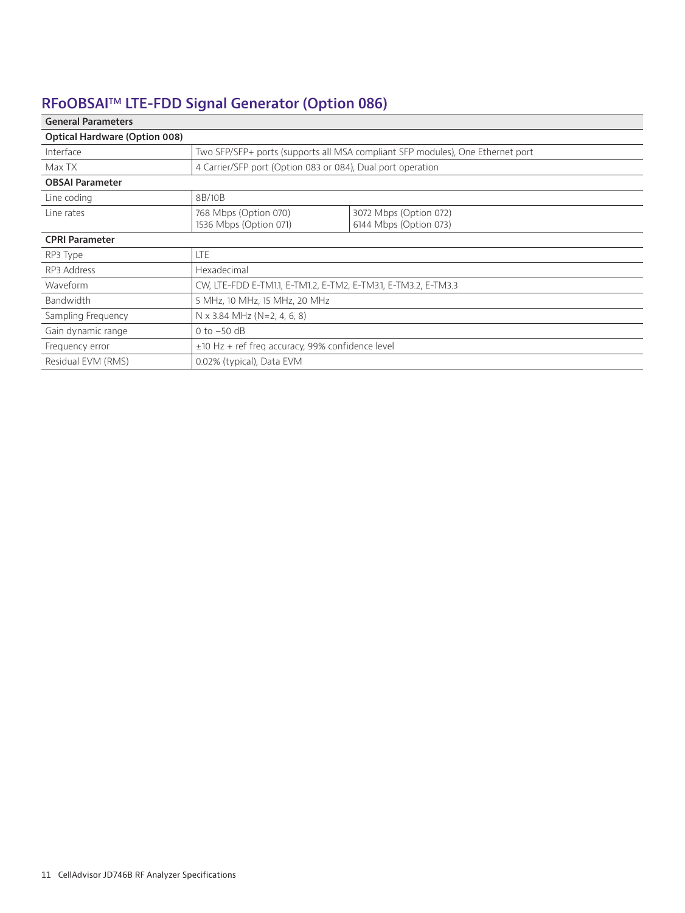## RFoOBSAI™ LTE-FDD Signal Generator (Option 086)

| General Parameters | | |
|---|---|---|
| **Optical Hardware (Option 008)** | | |
| Interface | Two SFP/SFP+ ports (supports all MSA compliant SFP modules), One Ethernet port | |
| Max TX | 4 Carrier/SFP port (Option 083 or 084), Dual port operation | |
| **OBSAI Parameter** | | |
| Line coding | 8B/10B | |
| Line rates | 768 Mbps (Option 070)<br>1536 Mbps (Option 071) | 3072 Mbps (Option 072)<br>6144 Mbps (Option 073) |
| **CPRI Parameter** | | |
| RP3 Type | LTE | |
| RP3 Address | Hexadecimal | |
| Waveform | CW, LTE-FDD E-TM1.1, E-TM1.2, E-TM2, E-TM3.1, E-TM3.2, E-TM3.3 | |
| Bandwidth | 5 MHz, 10 MHz, 15 MHz, 20 MHz | |
| Sampling Frequency | N x 3.84 MHz (N=2, 4, 6, 8) | |
| Gain dynamic range | 0 to −50 dB | |
| Frequency error | ±10 Hz + ref freq accuracy, 99% confidence level | |
| Residual EVM (RMS) | 0.02% (typical), Data EVM | |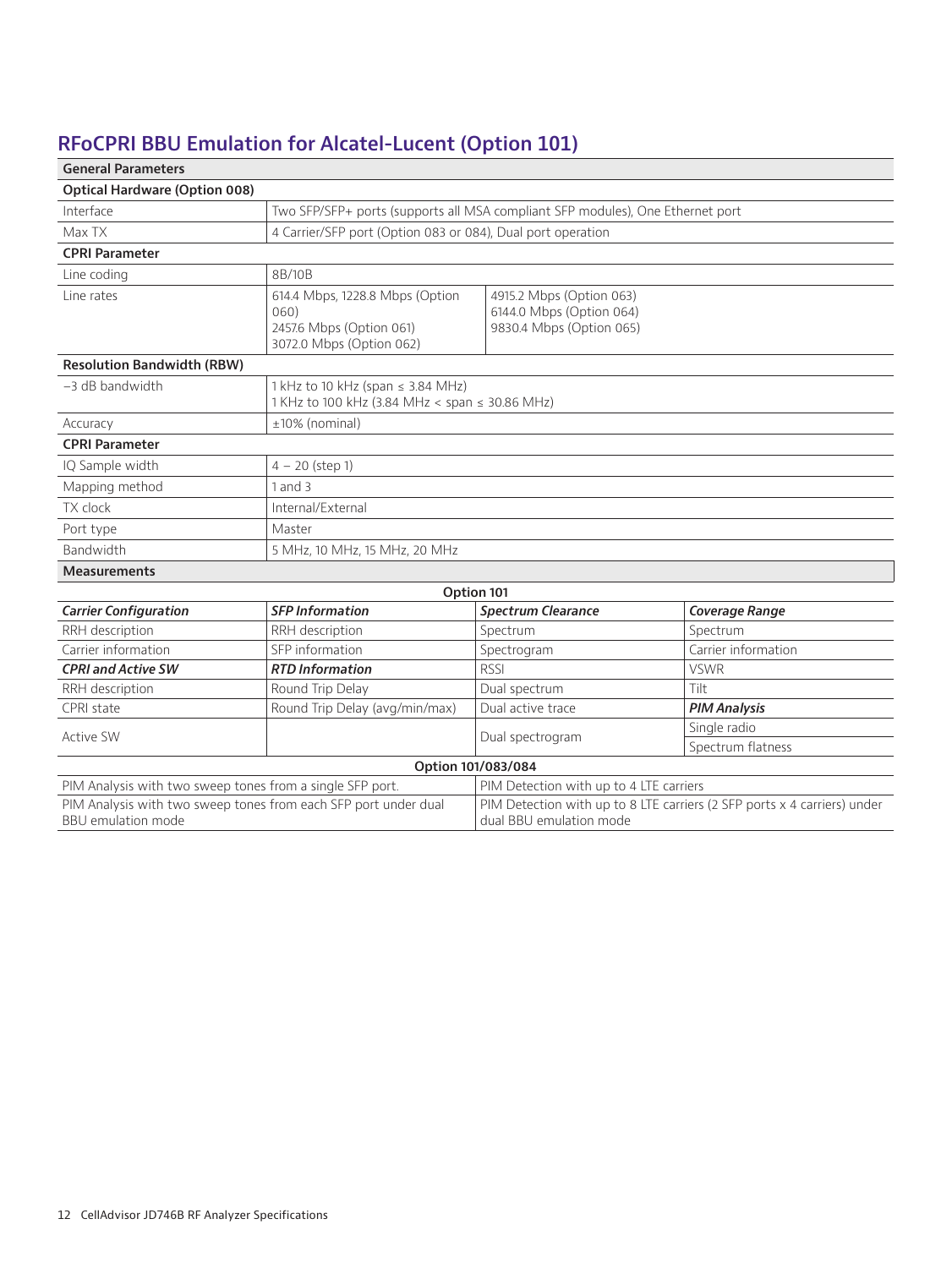## RFoCPRI BBU Emulation for Alcatel-Lucent (Option 101)

| **General Parameters** | | |
|---|---|---|
| **Optical Hardware (Option 008)** | | |
| Interface | Two SFP/SFP+ ports (supports all MSA compliant SFP modules), One Ethernet port | |
| Max TX | 4 Carrier/SFP port (Option 083 or 084), Dual port operation | |
| **CPRI Parameter** | | |
| Line coding | 8B/10B | |
| Line rates | 614.4 Mbps, 1228.8 Mbps (Option 060)<br>2457.6 Mbps (Option 061)<br>3072.0 Mbps (Option 062) | 4915.2 Mbps (Option 063)<br>6144.0 Mbps (Option 064)<br>9830.4 Mbps (Option 065) |
| **Resolution Bandwidth (RBW)** | | |
| –3 dB bandwidth | 1 kHz to 10 kHz (span ≤ 3.84 MHz)<br>1 KHz to 100 kHz (3.84 MHz < span ≤ 30.86 MHz) | |
| Accuracy | ±10% (nominal) | |
| **CPRI Parameter** | | |
| IQ Sample width | 4 – 20 (step 1) | |
| Mapping method | 1 and 3 | |
| TX clock | Internal/External | |
| Port type | Master | |
| Bandwidth | 5 MHz, 10 MHz, 15 MHz, 20 MHz | |

**Measurements**

| Option 101 | | | |
|---|---|---|---|
| ***Carrier Configuration*** | ***SFP Information*** | ***Spectrum Clearance*** | ***Coverage Range*** |
| RRH description | RRH description | Spectrum | Spectrum |
| Carrier information | SFP information | Spectrogram | Carrier information |
| ***CPRI and Active SW*** | ***RTD Information*** | RSSI | VSWR |
| RRH description | Round Trip Delay | Dual spectrum | Tilt |
| CPRI state | Round Trip Delay (avg/min/max) | Dual active trace | ***PIM Analysis*** |
| Active SW | | Dual spectrogram | Single radio |
| | | | Spectrum flatness |

| Option 101/083/084 | |
|---|---|
| PIM Analysis with two sweep tones from a single SFP port. | PIM Detection with up to 4 LTE carriers |
| PIM Analysis with two sweep tones from each SFP port under dual BBU emulation mode | PIM Detection with up to 8 LTE carriers (2 SFP ports x 4 carriers) under dual BBU emulation mode |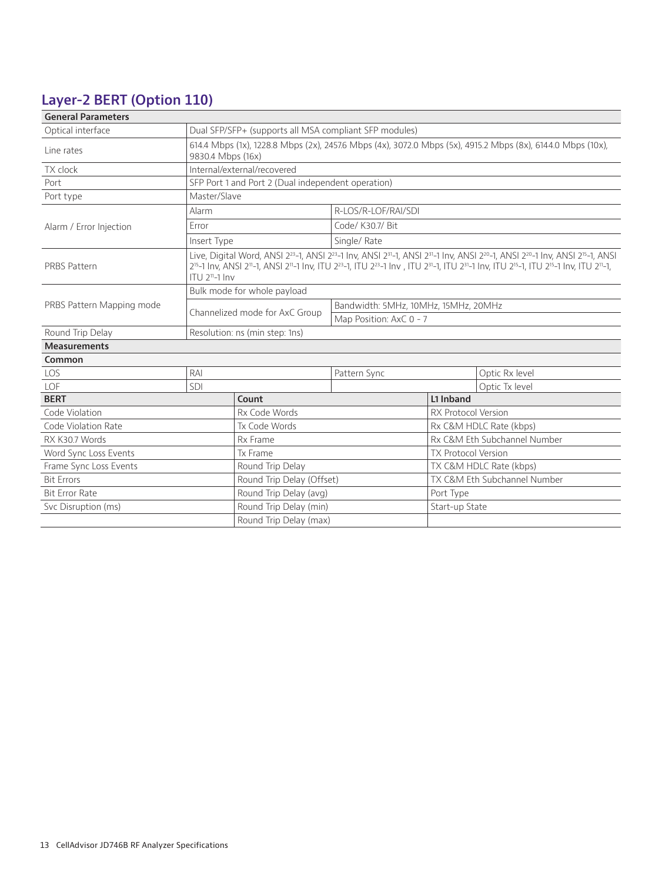## Layer-2 BERT (Option 110)

| General Parameters | | |
|---|---|---|
| Optical interface | Dual SFP/SFP+ (supports all MSA compliant SFP modules) | |
| Line rates | 614.4 Mbps (1x), 1228.8 Mbps (2x), 2457.6 Mbps (4x), 3072.0 Mbps (5x), 4915.2 Mbps (8x), 6144.0 Mbps (10x), 9830.4 Mbps (16x) | |
| TX clock | Internal/external/recovered | |
| Port | SFP Port 1 and Port 2 (Dual independent operation) | |
| Port type | Master/Slave | |
| Alarm / Error Injection | Alarm | R-LOS/R-LOF/RAI/SDI |
| | Error | Code/ K30.7/ Bit |
| | Insert Type | Single/ Rate |
| PRBS Pattern | Live, Digital Word, ANSI $2^{23}$-1, ANSI $2^{23}$-1 Inv, ANSI $2^{31}$-1, ANSI $2^{31}$-1 Inv, ANSI $2^{20}$-1, ANSI $2^{20}$-1 Inv, ANSI $2^{15}$-1, ANSI $2^{15}$-1 Inv, ANSI $2^{11}$-1, ANSI $2^{11}$-1 Inv, ITU $2^{23}$-1, ITU $2^{23}$-1 Inv , ITU $2^{31}$-1, ITU $2^{31}$-1 Inv, ITU $2^{15}$-1, ITU $2^{15}$-1 Inv, ITU $2^{11}$-1, ITU $2^{11}$-1 Inv | |
| PRBS Pattern Mapping mode | Bulk mode for whole payload | |
| | Channelized mode for AxC Group | Bandwidth: 5MHz, 10MHz, 15MHz, 20MHz |
| | | Map Position: AxC 0 - 7 |
| Round Trip Delay | Resolution: ns (min step: 1ns) | |

**Measurements**

| Common | | | |
|---|---|---|---|
| LOS | RAI | Pattern Sync | Optic Rx level |
| LOF | SDI | | Optic Tx level |

| BERT | Count | L1 Inband |
|---|---|---|
| Code Violation | Rx Code Words | RX Protocol Version |
| Code Violation Rate | Tx Code Words | Rx C&M HDLC Rate (kbps) |
| RX K30.7 Words | Rx Frame | Rx C&M Eth Subchannel Number |
| Word Sync Loss Events | Tx Frame | TX Protocol Version |
| Frame Sync Loss Events | Round Trip Delay | TX C&M HDLC Rate (kbps) |
| Bit Errors | Round Trip Delay (Offset) | TX C&M Eth Subchannel Number |
| Bit Error Rate | Round Trip Delay (avg) | Port Type |
| Svc Disruption (ms) | Round Trip Delay (min) | Start-up State |
| | Round Trip Delay (max) | |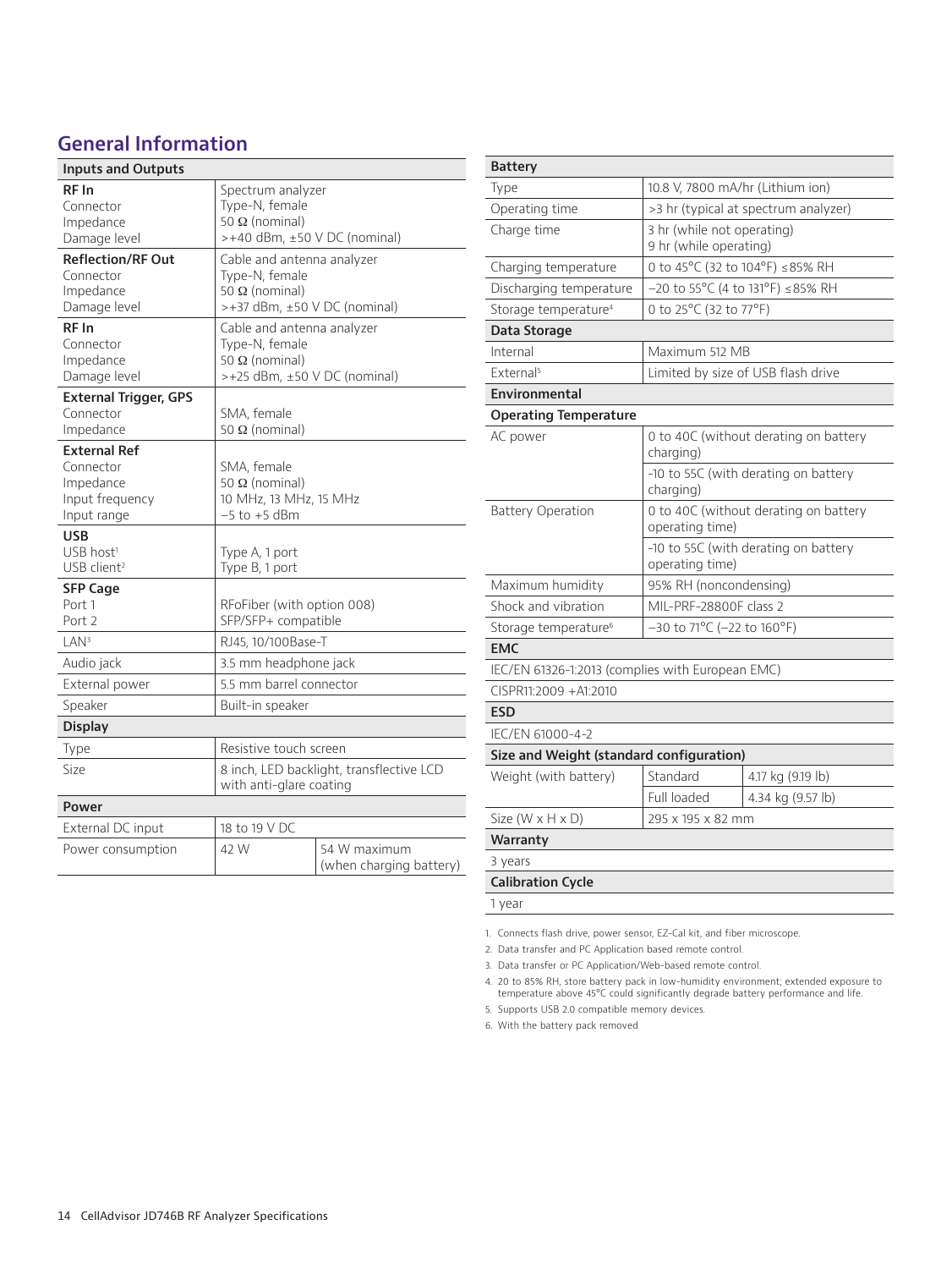## General Information

| Inputs and Outputs | | |
|---|---|---|
| **RF In** | Spectrum analyzer | |
| Connector | Type-N, female | |
| Impedance | 50 Ω (nominal) | |
| Damage level | >+40 dBm, ±50 V DC (nominal) | |
| **Reflection/RF Out** | Cable and antenna analyzer | |
| Connector | Type-N, female | |
| Impedance | 50 Ω (nominal) | |
| Damage level | >+37 dBm, ±50 V DC (nominal) | |
| **RF In** | Cable and antenna analyzer | |
| Connector | Type-N, female | |
| Impedance | 50 Ω (nominal) | |
| Damage level | >+25 dBm, ±50 V DC (nominal) | |
| **External Trigger, GPS** | | |
| Connector | SMA, female | |
| Impedance | 50 Ω (nominal) | |
| **External Ref** | | |
| Connector | SMA, female | |
| Impedance | 50 Ω (nominal) | |
| Input frequency | 10 MHz, 13 MHz, 15 MHz | |
| Input range | −5 to +5 dBm | |
| **USB** | | |
| USB host[1] | Type A, 1 port | |
| USB client[2] | Type B, 1 port | |
| **SFP Cage** | | |
| Port 1 | RFoFiber (with option 008) | |
| Port 2 | SFP/SFP+ compatible | |
| LAN[3] | RJ45, 10/100Base-T | |
| Audio jack | 3.5 mm headphone jack | |
| External power | 5.5 mm barrel connector | |
| Speaker | Built-in speaker | |
| **Display** | | |
| Type | Resistive touch screen | |
| Size | 8 inch, LED backlight, transflective LCD with anti-glare coating | |
| **Power** | | |
| External DC input | 18 to 19 V DC | |
| Power consumption | 42 W | 54 W maximum (when charging battery) |

| Battery | | |
|---|---|---|
| Type | 10.8 V, 7800 mA/hr (Lithium ion) | |
| Operating time | >3 hr (typical at spectrum analyzer) | |
| Charge time | 3 hr (while not operating)<br>9 hr (while operating) | |
| Charging temperature | 0 to 45°C (32 to 104°F) ≤85% RH | |
| Discharging temperature | −20 to 55°C (4 to 131°F) ≤85% RH | |
| Storage temperature[4] | 0 to 25°C (32 to 77°F) | |
| **Data Storage** | | |
| Internal | Maximum 512 MB | |
| External[5] | Limited by size of USB flash drive | |
| **Environmental** | | |
| **Operating Temperature** | | |
| AC power | 0 to 40C (without derating on battery charging) | |
| | -10 to 55C (with derating on battery charging) | |
| Battery Operation | 0 to 40C (without derating on battery operating time) | |
| | -10 to 55C (with derating on battery operating time) | |
| Maximum humidity | 95% RH (noncondensing) | |
| Shock and vibration | MIL-PRF-28800F class 2 | |
| Storage temperature[6] | −30 to 71°C (−22 to 160°F) | |
| **EMC** | | |
| IEC/EN 61326-1:2013 (complies with European EMC) | | |
| CISPR11:2009 +A1:2010 | | |
| **ESD** | | |
| IEC/EN 61000-4-2 | | |
| **Size and Weight (standard configuration)** | | |
| Weight (with battery) | Standard | 4.17 kg (9.19 lb) |
| | Full loaded | 4.34 kg (9.57 lb) |
| Size (W x H x D) | 295 x 195 x 82 mm | |
| **Warranty** | | |
| 3 years | | |
| **Calibration Cycle** | | |
| 1 year | | |

1. Connects flash drive, power sensor, EZ-Cal kit, and fiber microscope.
2. Data transfer and PC Application based remote control.
3. Data transfer or PC Application/Web-based remote control.
4. 20 to 85% RH, store battery pack in low-humidity environment; extended exposure to temperature above 45°C could significantly degrade battery performance and life.
5. Supports USB 2.0 compatible memory devices.
6. With the battery pack removed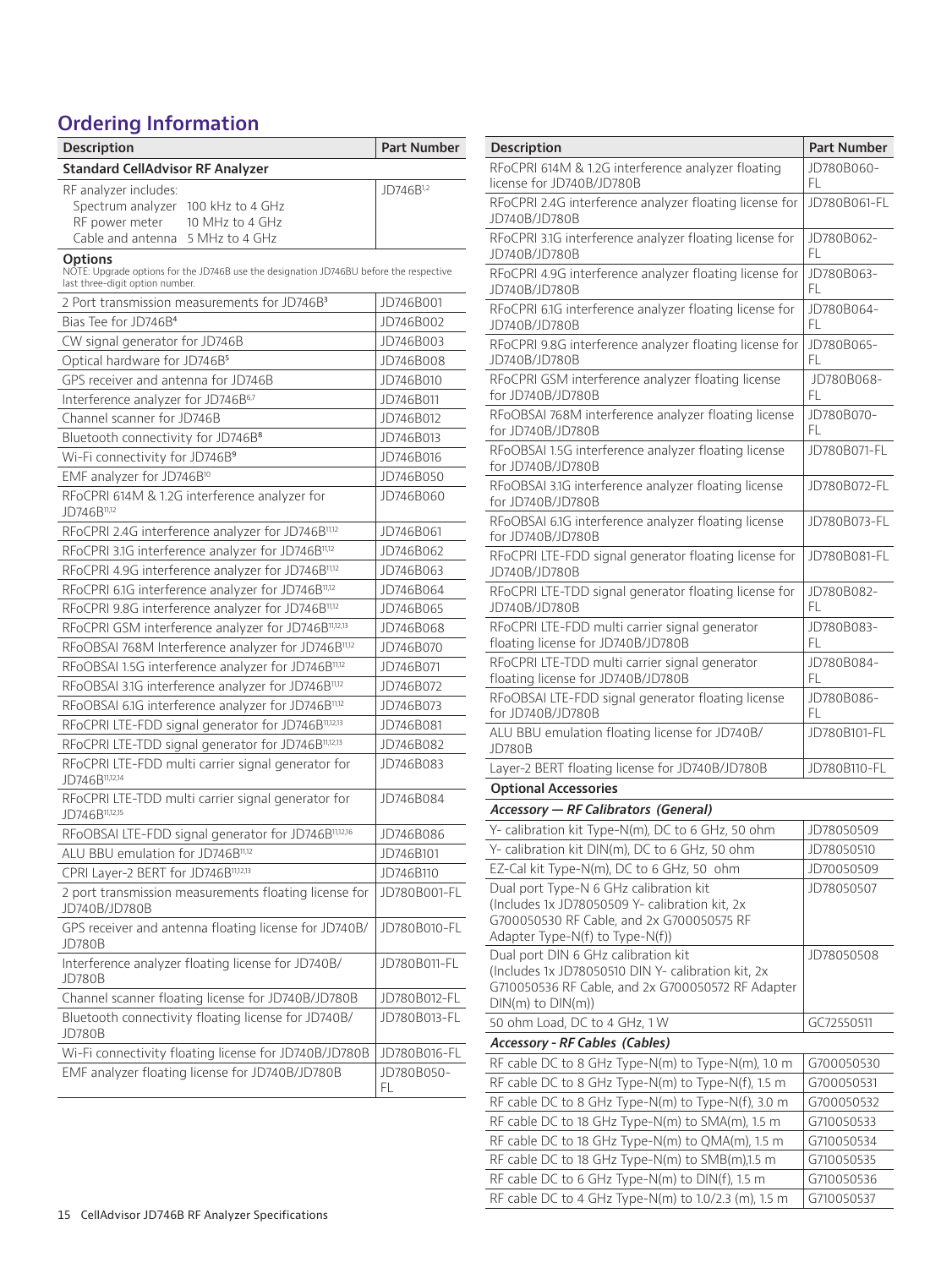## Ordering Information

| Description | Part Number |
|---|---|
| **Standard CellAdvisor RF Analyzer** | |
| RF analyzer includes:<br>Spectrum analyzer 100 kHz to 4 GHz<br>RF power meter 10 MHz to 4 GHz<br>Cable and antenna 5 MHz to 4 GHz | JD746B[1,2] |
| **Options**<br>NOTE: Upgrade options for the JD746B use the designation JD746BU before the respective last three-digit option number. | |
| 2 Port transmission measurements for JD746B[3] | JD746B001 |
| Bias Tee for JD746B[4] | JD746B002 |
| CW signal generator for JD746B | JD746B003 |
| Optical hardware for JD746B[5] | JD746B008 |
| GPS receiver and antenna for JD746B | JD746B010 |
| Interference analyzer for JD746B[6,7] | JD746B011 |
| Channel scanner for JD746B | JD746B012 |
| Bluetooth connectivity for JD746B[8] | JD746B013 |
| Wi-Fi connectivity for JD746B[9] | JD746B016 |
| EMF analyzer for JD746B[10] | JD746B050 |
| RFoCPRI 614M & 1.2G interference analyzer for JD746B[11,12] | JD746B060 |
| RFoCPRI 2.4G interference analyzer for JD746B[11,12] | JD746B061 |
| RFoCPRI 3.1G interference analyzer for JD746B[11,12] | JD746B062 |
| RFoCPRI 4.9G interference analyzer for JD746B[11,12] | JD746B063 |
| RFoCPRI 6.1G interference analyzer for JD746B[11,12] | JD746B064 |
| RFoCPRI 9.8G interference analyzer for JD746B[11,12] | JD746B065 |
| RFoCPRI GSM interference analyzer for JD746B[11,12,13] | JD746B068 |
| RFoOBSAI 768M Interference analyzer for JD746B[11,12] | JD746B070 |
| RFoOBSAI 1.5G interference analyzer for JD746B[11,12] | JD746B071 |
| RFoOBSAI 3.1G interference analyzer for JD746B[11,12] | JD746B072 |
| RFoOBSAI 6.1G interference analyzer for JD746B[11,12] | JD746B073 |
| RFoCPRI LTE-FDD signal generator for JD746B[11,12,13] | JD746B081 |
| RFoCPRI LTE-TDD signal generator for JD746B[11,12,13] | JD746B082 |
| RFoCPRI LTE-FDD multi carrier signal generator for JD746B[11,12,14] | JD746B083 |
| RFoCPRI LTE-TDD multi carrier signal generator for JD746B[11,12,15] | JD746B084 |
| RFoOBSAI LTE-FDD signal generator for JD746B[11,12,16] | JD746B086 |
| ALU BBU emulation for JD746B[11,12] | JD746B101 |
| CPRI Layer-2 BERT for JD746B[11,12,13] | JD746B110 |
| 2 port transmission measurements floating license for JD740B/JD780B | JD780B001-FL |
| GPS receiver and antenna floating license for JD740B/JD780B | JD780B010-FL |
| Interference analyzer floating license for JD740B/JD780B | JD780B011-FL |
| Channel scanner floating license for JD740B/JD780B | JD780B012-FL |
| Bluetooth connectivity floating license for JD740B/JD780B | JD780B013-FL |
| Wi-Fi connectivity floating license for JD740B/JD780B | JD780B016-FL |
| EMF analyzer floating license for JD740B/JD780B | JD780B050-FL |
| RFoCPRI 614M & 1.2G interference analyzer floating license for JD740B/JD780B | JD780B060-FL |
| RFoCPRI 2.4G interference analyzer floating license for JD740B/JD780B | JD780B061-FL |
| RFoCPRI 3.1G interference analyzer floating license for JD740B/JD780B | JD780B062-FL |
| RFoCPRI 4.9G interference analyzer floating license for JD740B/JD780B | JD780B063-FL |
| RFoCPRI 6.1G interference analyzer floating license for JD740B/JD780B | JD780B064-FL |
| RFoCPRI 9.8G interference analyzer floating license for JD740B/JD780B | JD780B065-FL |
| RFoCPRI GSM interference analyzer floating license for JD740B/JD780B | JD780B068-FL |
| RFoOBSAI 768M interference analyzer floating license for JD740B/JD780B | JD780B070-FL |
| RFoOBSAI 1.5G interference analyzer floating license for JD740B/JD780B | JD780B071-FL |
| RFoOBSAI 3.1G interference analyzer floating license for JD740B/JD780B | JD780B072-FL |
| RFoOBSAI 6.1G interference analyzer floating license for JD740B/JD780B | JD780B073-FL |
| RFoCPRI LTE-FDD signal generator floating license for JD740B/JD780B | JD780B081-FL |
| RFoCPRI LTE-TDD signal generator floating license for JD740B/JD780B | JD780B082-FL |
| RFoCPRI LTE-FDD multi carrier signal generator floating license for JD740B/JD780B | JD780B083-FL |
| RFoCPRI LTE-TDD multi carrier signal generator floating license for JD740B/JD780B | JD780B084-FL |
| RFoOBSAI LTE-FDD signal generator floating license for JD740B/JD780B | JD780B086-FL |
| ALU BBU emulation floating license for JD740B/JD780B | JD780B101-FL |
| Layer-2 BERT floating license for JD740B/JD780B | JD780B110-FL |
| **Optional Accessories** | |
| ***Accessory — RF Calibrators (General)*** | |
| Y- calibration kit Type-N(m), DC to 6 GHz, 50 ohm | JD78050509 |
| Y- calibration kit DIN(m), DC to 6 GHz, 50 ohm | JD78050510 |
| EZ-Cal kit Type-N(m), DC to 6 GHz, 50 ohm | JD70050509 |
| Dual port Type-N 6 GHz calibration kit (Includes 1x JD78050509 Y- calibration kit, 2x G700050530 RF Cable, and 2x G700050575 RF Adapter Type-N(f) to Type-N(f)) | JD78050507 |
| Dual port DIN 6 GHz calibration kit (Includes 1x JD78050510 DIN Y- calibration kit, 2x G710050536 RF Cable, and 2x G700050572 RF Adapter DIN(m) to DIN(m)) | JD78050508 |
| 50 ohm Load, DC to 4 GHz, 1 W | GC72550511 |
| ***Accessory - RF Cables (Cables)*** | |
| RF cable DC to 8 GHz Type-N(m) to Type-N(m), 1.0 m | G700050530 |
| RF cable DC to 8 GHz Type-N(m) to Type-N(f), 1.5 m | G700050531 |
| RF cable DC to 8 GHz Type-N(m) to Type-N(f), 3.0 m | G700050532 |
| RF cable DC to 18 GHz Type-N(m) to SMA(m), 1.5 m | G710050533 |
| RF cable DC to 18 GHz Type-N(m) to QMA(m), 1.5 m | G710050534 |
| RF cable DC to 18 GHz Type-N(m) to SMB(m),1.5 m | G710050535 |
| RF cable DC to 6 GHz Type-N(m) to DIN(f), 1.5 m | G710050536 |
| RF cable DC to 4 GHz Type-N(m) to 1.0/2.3 (m), 1.5 m | G710050537 |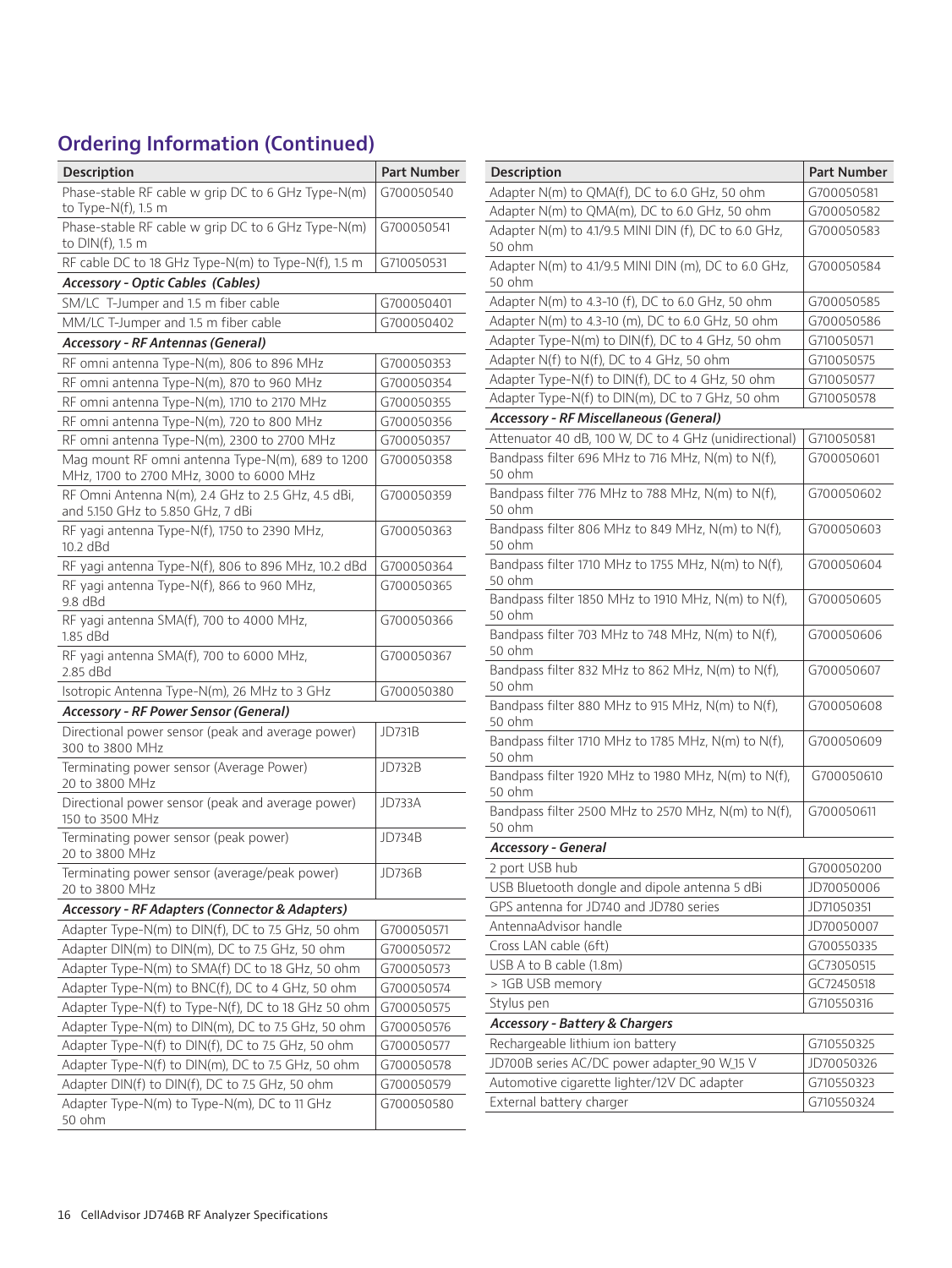## Ordering Information (Continued)

| Description | Part Number |
|---|---|
| Phase-stable RF cable w grip DC to 6 GHz Type-N(m) to Type-N(f), 1.5 m | G700050540 |
| Phase-stable RF cable w grip DC to 6 GHz Type-N(m) to DIN(f), 1.5 m | G700050541 |
| RF cable DC to 18 GHz Type-N(m) to Type-N(f), 1.5 m | G710050531 |
| ***Accessory - Optic Cables (Cables)*** | |
| SM/LC T-Jumper and 1.5 m fiber cable | G700050401 |
| MM/LC T-Jumper and 1.5 m fiber cable | G700050402 |
| ***Accessory - RF Antennas (General)*** | |
| RF omni antenna Type-N(m), 806 to 896 MHz | G700050353 |
| RF omni antenna Type-N(m), 870 to 960 MHz | G700050354 |
| RF omni antenna Type-N(m), 1710 to 2170 MHz | G700050355 |
| RF omni antenna Type-N(m), 720 to 800 MHz | G700050356 |
| RF omni antenna Type-N(m), 2300 to 2700 MHz | G700050357 |
| Mag mount RF omni antenna Type-N(m), 689 to 1200 MHz, 1700 to 2700 MHz, 3000 to 6000 MHz | G700050358 |
| RF Omni Antenna N(m), 2.4 GHz to 2.5 GHz, 4.5 dBi, and 5.150 GHz to 5.850 GHz, 7 dBi | G700050359 |
| RF yagi antenna Type-N(f), 1750 to 2390 MHz, 10.2 dBd | G700050363 |
| RF yagi antenna Type-N(f), 806 to 896 MHz, 10.2 dBd | G700050364 |
| RF yagi antenna Type-N(f), 866 to 960 MHz, 9.8 dBd | G700050365 |
| RF yagi antenna SMA(f), 700 to 4000 MHz, 1.85 dBd | G700050366 |
| RF yagi antenna SMA(f), 700 to 6000 MHz, 2.85 dBd | G700050367 |
| Isotropic Antenna Type-N(m), 26 MHz to 3 GHz | G700050380 |
| ***Accessory - RF Power Sensor (General)*** | |
| Directional power sensor (peak and average power) 300 to 3800 MHz | JD731B |
| Terminating power sensor (Average Power) 20 to 3800 MHz | JD732B |
| Directional power sensor (peak and average power) 150 to 3500 MHz | JD733A |
| Terminating power sensor (peak power) 20 to 3800 MHz | JD734B |
| Terminating power sensor (average/peak power) 20 to 3800 MHz | JD736B |
| ***Accessory - RF Adapters (Connector & Adapters)*** | |
| Adapter Type-N(m) to DIN(f), DC to 7.5 GHz, 50 ohm | G700050571 |
| Adapter DIN(m) to DIN(m), DC to 7.5 GHz, 50 ohm | G700050572 |
| Adapter Type-N(m) to SMA(f) DC to 18 GHz, 50 ohm | G700050573 |
| Adapter Type-N(m) to BNC(f), DC to 4 GHz, 50 ohm | G700050574 |
| Adapter Type-N(f) to Type-N(f), DC to 18 GHz 50 ohm | G700050575 |
| Adapter Type-N(m) to DIN(m), DC to 7.5 GHz, 50 ohm | G700050576 |
| Adapter Type-N(f) to DIN(f), DC to 7.5 GHz, 50 ohm | G700050577 |
| Adapter Type-N(f) to DIN(m), DC to 7.5 GHz, 50 ohm | G700050578 |
| Adapter DIN(f) to DIN(f), DC to 7.5 GHz, 50 ohm | G700050579 |
| Adapter Type-N(m) to Type-N(m), DC to 11 GHz 50 ohm | G700050580 |
| Adapter N(m) to QMA(f), DC to 6.0 GHz, 50 ohm | G700050581 |
| Adapter N(m) to QMA(m), DC to 6.0 GHz, 50 ohm | G700050582 |
| Adapter N(m) to 4.1/9.5 MINI DIN (f), DC to 6.0 GHz, 50 ohm | G700050583 |
| Adapter N(m) to 4.1/9.5 MINI DIN (m), DC to 6.0 GHz, 50 ohm | G700050584 |
| Adapter N(m) to 4.3-10 (f), DC to 6.0 GHz, 50 ohm | G700050585 |
| Adapter N(m) to 4.3-10 (m), DC to 6.0 GHz, 50 ohm | G700050586 |
| Adapter Type-N(m) to DIN(f), DC to 4 GHz, 50 ohm | G710050571 |
| Adapter N(f) to N(f), DC to 4 GHz, 50 ohm | G710050575 |
| Adapter Type-N(f) to DIN(f), DC to 4 GHz, 50 ohm | G710050577 |
| Adapter Type-N(f) to DIN(m), DC to 7 GHz, 50 ohm | G710050578 |
| ***Accessory - RF Miscellaneous (General)*** | |
| Attenuator 40 dB, 100 W, DC to 4 GHz (unidirectional) | G710050581 |
| Bandpass filter 696 MHz to 716 MHz, N(m) to N(f), 50 ohm | G700050601 |
| Bandpass filter 776 MHz to 788 MHz, N(m) to N(f), 50 ohm | G700050602 |
| Bandpass filter 806 MHz to 849 MHz, N(m) to N(f), 50 ohm | G700050603 |
| Bandpass filter 1710 MHz to 1755 MHz, N(m) to N(f), 50 ohm | G700050604 |
| Bandpass filter 1850 MHz to 1910 MHz, N(m) to N(f), 50 ohm | G700050605 |
| Bandpass filter 703 MHz to 748 MHz, N(m) to N(f), 50 ohm | G700050606 |
| Bandpass filter 832 MHz to 862 MHz, N(m) to N(f), 50 ohm | G700050607 |
| Bandpass filter 880 MHz to 915 MHz, N(m) to N(f), 50 ohm | G700050608 |
| Bandpass filter 1710 MHz to 1785 MHz, N(m) to N(f), 50 ohm | G700050609 |
| Bandpass filter 1920 MHz to 1980 MHz, N(m) to N(f), 50 ohm | G700050610 |
| Bandpass filter 2500 MHz to 2570 MHz, N(m) to N(f), 50 ohm | G700050611 |
| ***Accessory - General*** | |
| 2 port USB hub | G700050200 |
| USB Bluetooth dongle and dipole antenna 5 dBi | JD70050006 |
| GPS antenna for JD740 and JD780 series | JD71050351 |
| AntennaAdvisor handle | JD70050007 |
| Cross LAN cable (6ft) | G700550335 |
| USB A to B cable (1.8m) | GC73050515 |
| > 1GB USB memory | GC72450518 |
| Stylus pen | G710550316 |
| ***Accessory - Battery & Chargers*** | |
| Rechargeable lithium ion battery | G710550325 |
| JD700B series AC/DC power adapter_90 W_15 V | JD70050326 |
| Automotive cigarette lighter/12V DC adapter | G710550323 |
| External battery charger | G710550324 |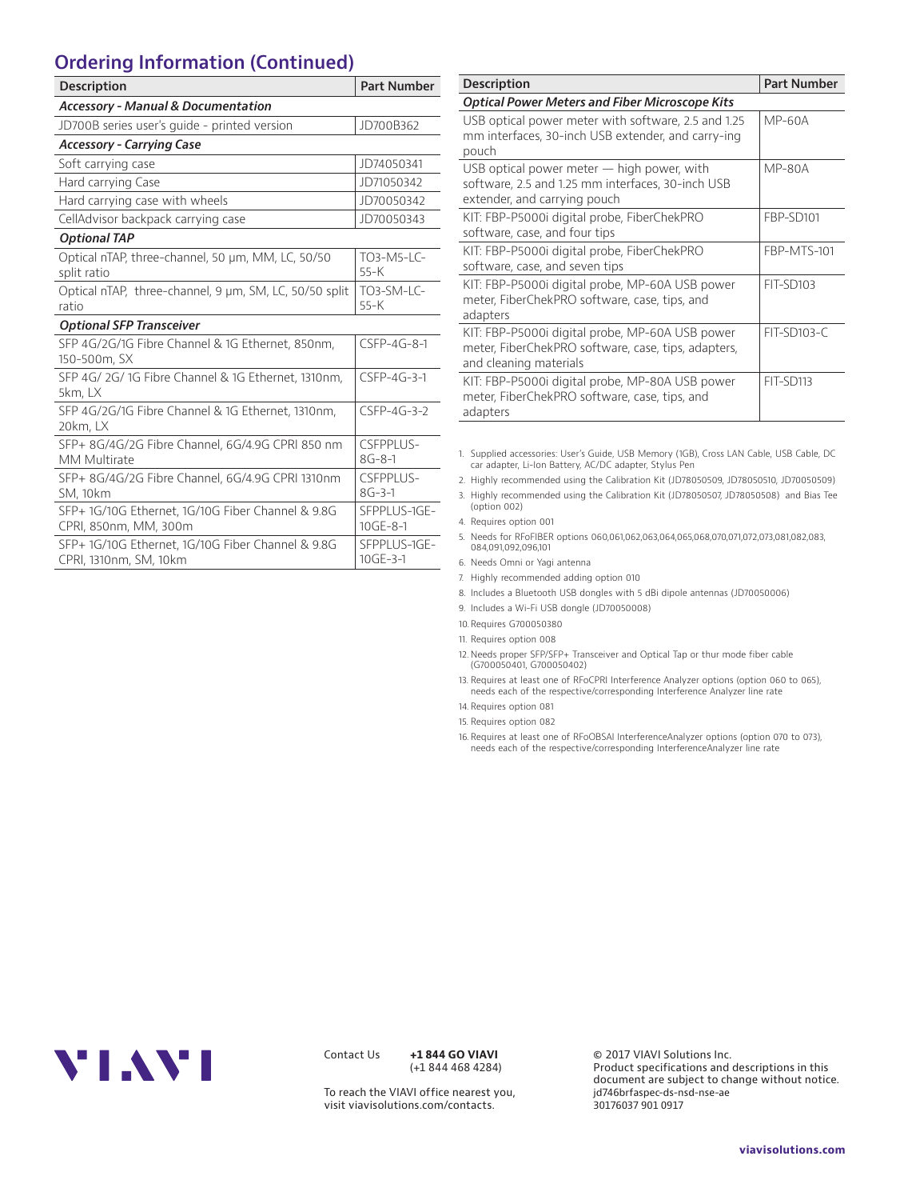## Ordering Information (Continued)

| Description | Part Number |
|---|---|
| ***Accessory - Manual & Documentation*** | |
| JD700B series user's guide - printed version | JD700B362 |
| ***Accessory - Carrying Case*** | |
| Soft carrying case | JD74050341 |
| Hard carrying Case | JD71050342 |
| Hard carrying case with wheels | JD70050342 |
| CellAdvisor backpack carrying case | JD70050343 |
| ***Optional TAP*** | |
| Optical nTAP, three-channel, 50 µm, MM, LC, 50/50 split ratio | TO3-M5-LC-55-K |
| Optical nTAP, three-channel, 9 µm, SM, LC, 50/50 split ratio | TO3-SM-LC-55-K |
| ***Optional SFP Transceiver*** | |
| SFP 4G/2G/1G Fibre Channel & 1G Ethernet, 850nm, 150-500m, SX | CSFP-4G-8-1 |
| SFP 4G/ 2G/ 1G Fibre Channel & 1G Ethernet, 1310nm, 5km, LX | CSFP-4G-3-1 |
| SFP 4G/2G/1G Fibre Channel & 1G Ethernet, 1310nm, 20km, LX | CSFP-4G-3-2 |
| SFP+ 8G/4G/2G Fibre Channel, 6G/4.9G CPRI 850 nm MM Multirate | CSFPPLUS-8G-8-1 |
| SFP+ 8G/4G/2G Fibre Channel, 6G/4.9G CPRI 1310nm SM, 10km | CSFPPLUS-8G-3-1 |
| SFP+ 1G/10G Ethernet, 1G/10G Fiber Channel & 9.8G CPRI, 850nm, MM, 300m | SFPPLUS-1GE-10GE-8-1 |
| SFP+ 1G/10G Ethernet, 1G/10G Fiber Channel & 9.8G CPRI, 1310nm, SM, 10km | SFPPLUS-1GE-10GE-3-1 |

| Description | Part Number |
|---|---|
| ***Optical Power Meters and Fiber Microscope Kits*** | |
| USB optical power meter with software, 2.5 and 1.25 mm interfaces, 30-inch USB extender, and carry-ing pouch | MP-60A |
| USB optical power meter — high power, with software, 2.5 and 1.25 mm interfaces, 30-inch USB extender, and carrying pouch | MP-80A |
| KIT: FBP-P5000i digital probe, FiberChekPRO software, case, and four tips | FBP-SD101 |
| KIT: FBP-P5000i digital probe, FiberChekPRO software, case, and seven tips | FBP-MTS-101 |
| KIT: FBP-P5000i digital probe, MP-60A USB power meter, FiberChekPRO software, case, tips, and adapters | FIT-SD103 |
| KIT: FBP-P5000i digital probe, MP-60A USB power meter, FiberChekPRO software, case, tips, adapters, and cleaning materials | FIT-SD103-C |
| KIT: FBP-P5000i digital probe, MP-80A USB power meter, FiberChekPRO software, case, tips, and adapters | FIT-SD113 |

1. Supplied accessories: User's Guide, USB Memory (1GB), Cross LAN Cable, USB Cable, DC car adapter, Li-Ion Battery, AC/DC adapter, Stylus Pen
2. Highly recommended using the Calibration Kit (JD78050509, JD78050510, JD70050509)
3. Highly recommended using the Calibration Kit (JD78050507, JD78050508) and Bias Tee (option 002)
4. Requires option 001
5. Needs for RFoFIBER options 060,061,062,063,064,065,068,070,071,072,073,081,082,083, 084,091,092,096,101
6. Needs Omni or Yagi antenna
7. Highly recommended adding option 010
8. Includes a Bluetooth USB dongles with 5 dBi dipole antennas (JD70050006)
9. Includes a Wi-Fi USB dongle (JD70050008)
10. Requires G700050380
11. Requires option 008
12. Needs proper SFP/SFP+ Transceiver and Optical Tap or thur mode fiber cable (G700050401, G700050402)
13. Requires at least one of RFoCPRI Interference Analyzer options (option 060 to 065), needs each of the respective/corresponding Interference Analyzer line rate
14. Requires option 081
15. Requires option 082
16. Requires at least one of RFoOBSAI InterferenceAnalyzer options (option 070 to 073), needs each of the respective/corresponding InterferenceAnalyzer line rate

VIAVI

Contact Us **+1 844 GO VIAVI** (+1 844 468 4284)

To reach the VIAVI office nearest you, visit viavisolutions.com/contacts.

© 2017 VIAVI Solutions Inc.
Product specifications and descriptions in this document are subject to change without notice.
jd746brfaspec-ds-nsd-nse-ae
30176037 901 0917

viavisolutions.com